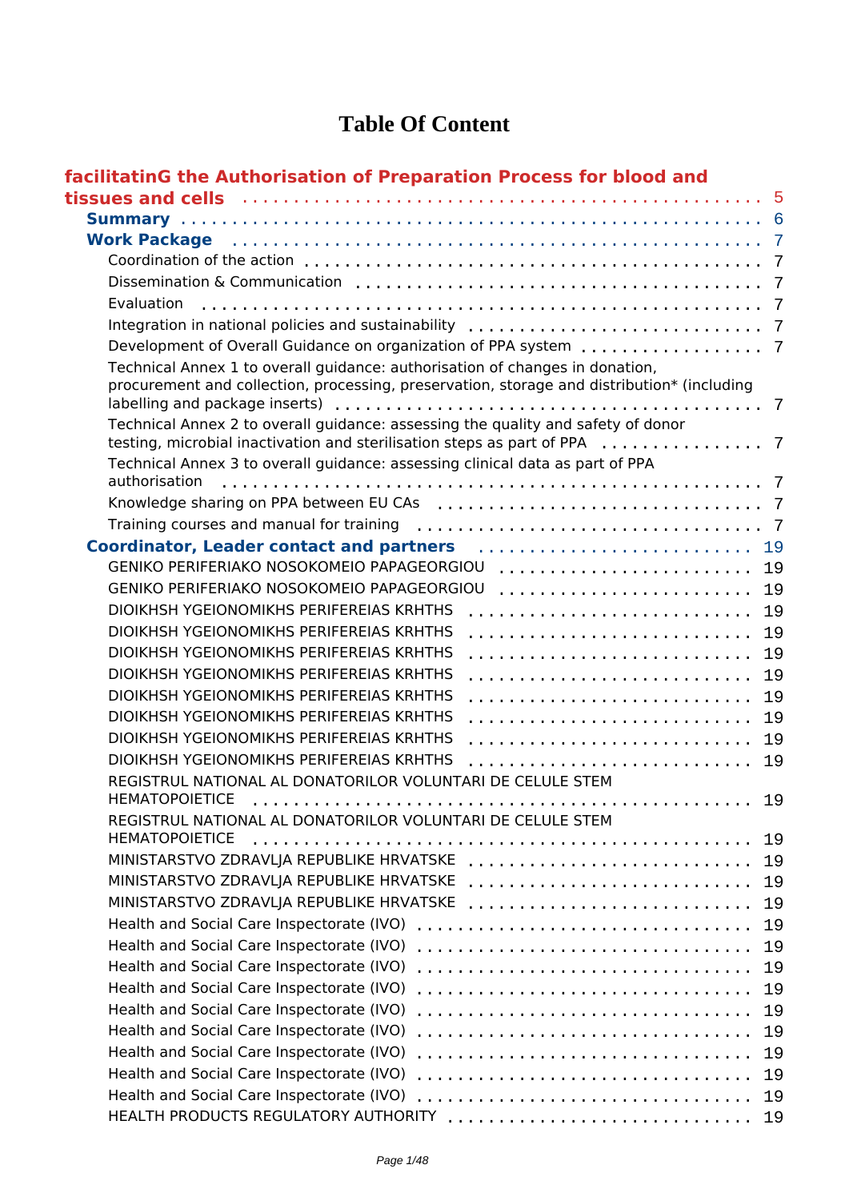# Table Of Content

- **facilitatinG the Authorisation of Preparation Process for blood and tissues and cells** .......... 5
  - **Summary** .......... 6
  - **Work Package** .......... 7
    - Coordination of the action .......... 7
    - Dissemination & Communication .......... 7
    - Evaluation .......... 7
    - Integration in national policies and sustainability .......... 7
    - Development of Overall Guidance on organization of PPA system .......... 7
    - Technical Annex 1 to overall guidance: authorisation of changes in donation, procurement and collection, processing, preservation, storage and distribution* (including labelling and package inserts) .......... 7
    - Technical Annex 2 to overall guidance: assessing the quality and safety of donor testing, microbial inactivation and sterilisation steps as part of PPA .......... 7
    - Technical Annex 3 to overall guidance: assessing clinical data as part of PPA authorisation .......... 7
    - Knowledge sharing on PPA between EU CAs .......... 7
    - Training courses and manual for training .......... 7
  - **Coordinator, Leader contact and partners** .......... 19
    - GENIKO PERIFERIAKO NOSOKOMEIO PAPAGEORGIOU .......... 19
    - GENIKO PERIFERIAKO NOSOKOMEIO PAPAGEORGIOU .......... 19
    - DIOIKHSH YGEIONOMIKHS PERIFEREIAS KRHTHS .......... 19
    - DIOIKHSH YGEIONOMIKHS PERIFEREIAS KRHTHS .......... 19
    - DIOIKHSH YGEIONOMIKHS PERIFEREIAS KRHTHS .......... 19
    - DIOIKHSH YGEIONOMIKHS PERIFEREIAS KRHTHS .......... 19
    - DIOIKHSH YGEIONOMIKHS PERIFEREIAS KRHTHS .......... 19
    - DIOIKHSH YGEIONOMIKHS PERIFEREIAS KRHTHS .......... 19
    - DIOIKHSH YGEIONOMIKHS PERIFEREIAS KRHTHS .......... 19
    - DIOIKHSH YGEIONOMIKHS PERIFEREIAS KRHTHS .......... 19
    - REGISTRUL NATIONAL AL DONATORILOR VOLUNTARI DE CELULE STEM HEMATOPOIETICE .......... 19
    - REGISTRUL NATIONAL AL DONATORILOR VOLUNTARI DE CELULE STEM HEMATOPOIETICE .......... 19
    - MINISTARSTVO ZDRAVLJA REPUBLIKE HRVATSKE .......... 19
    - MINISTARSTVO ZDRAVLJA REPUBLIKE HRVATSKE .......... 19
    - MINISTARSTVO ZDRAVLJA REPUBLIKE HRVATSKE .......... 19
    - Health and Social Care Inspectorate (IVO) .......... 19
    - Health and Social Care Inspectorate (IVO) .......... 19
    - Health and Social Care Inspectorate (IVO) .......... 19
    - Health and Social Care Inspectorate (IVO) .......... 19
    - Health and Social Care Inspectorate (IVO) .......... 19
    - Health and Social Care Inspectorate (IVO) .......... 19
    - Health and Social Care Inspectorate (IVO) .......... 19
    - Health and Social Care Inspectorate (IVO) .......... 19
    - Health and Social Care Inspectorate (IVO) .......... 19
    - HEALTH PRODUCTS REGULATORY AUTHORITY .......... 19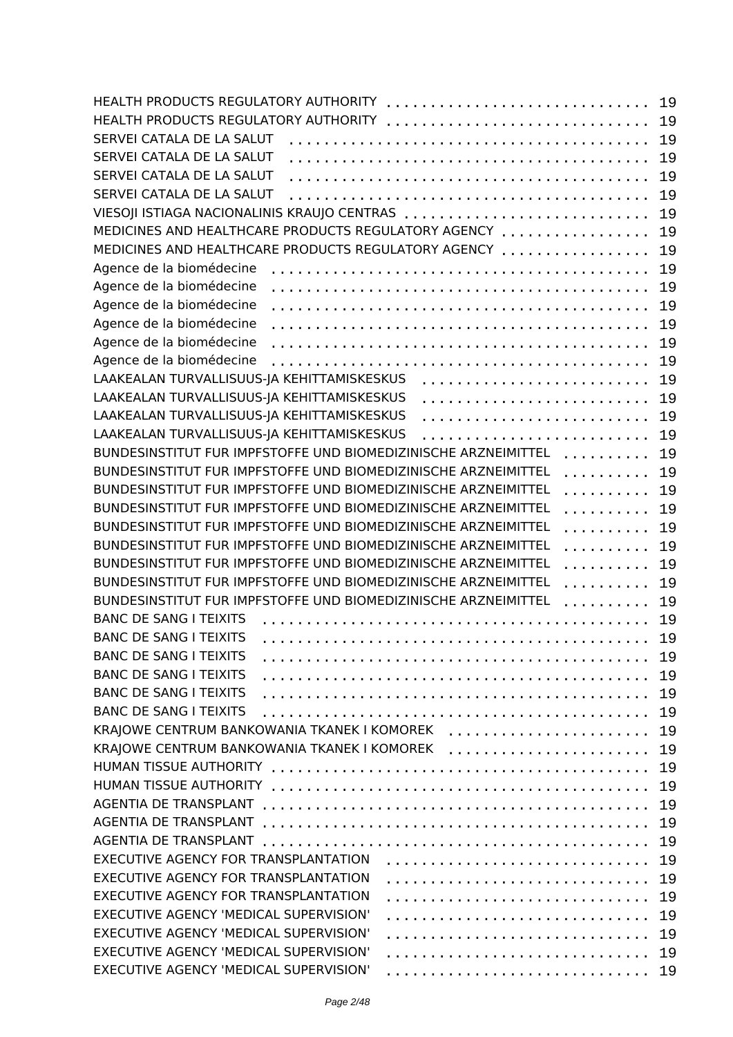HEALTH PRODUCTS REGULATORY AUTHORITY . . . . . . . . . . . . . . . . . . . . . . . . . . . . . . 19
HEALTH PRODUCTS REGULATORY AUTHORITY . . . . . . . . . . . . . . . . . . . . . . . . . . . . . . 19
SERVEI CATALA DE LA SALUT . . . . . . . . . . . . . . . . . . . . . . . . . . . . . . . . . . . . . . 19
SERVEI CATALA DE LA SALUT . . . . . . . . . . . . . . . . . . . . . . . . . . . . . . . . . . . . . . 19
SERVEI CATALA DE LA SALUT . . . . . . . . . . . . . . . . . . . . . . . . . . . . . . . . . . . . . . 19
SERVEI CATALA DE LA SALUT . . . . . . . . . . . . . . . . . . . . . . . . . . . . . . . . . . . . . . 19
VIESOJI ISTIAGA NACIONALINIS KRAUJO CENTRAS . . . . . . . . . . . . . . . . . . . . . . . . . . . . 19
MEDICINES AND HEALTHCARE PRODUCTS REGULATORY AGENCY . . . . . . . . . . . . . . . . . 19
MEDICINES AND HEALTHCARE PRODUCTS REGULATORY AGENCY . . . . . . . . . . . . . . . . . 19
Agence de la biomédecine . . . . . . . . . . . . . . . . . . . . . . . . . . . . . . . . . . . . . . . 19
Agence de la biomédecine . . . . . . . . . . . . . . . . . . . . . . . . . . . . . . . . . . . . . . . 19
Agence de la biomédecine . . . . . . . . . . . . . . . . . . . . . . . . . . . . . . . . . . . . . . . 19
Agence de la biomédecine . . . . . . . . . . . . . . . . . . . . . . . . . . . . . . . . . . . . . . . 19
Agence de la biomédecine . . . . . . . . . . . . . . . . . . . . . . . . . . . . . . . . . . . . . . . 19
Agence de la biomédecine . . . . . . . . . . . . . . . . . . . . . . . . . . . . . . . . . . . . . . . 19
LAAKEALAN TURVALLISUUS-JA KEHITTAMISKESKUS . . . . . . . . . . . . . . . . . . . . . . . . . 19
LAAKEALAN TURVALLISUUS-JA KEHITTAMISKESKUS . . . . . . . . . . . . . . . . . . . . . . . . . 19
LAAKEALAN TURVALLISUUS-JA KEHITTAMISKESKUS . . . . . . . . . . . . . . . . . . . . . . . . . 19
LAAKEALAN TURVALLISUUS-JA KEHITTAMISKESKUS . . . . . . . . . . . . . . . . . . . . . . . . . 19
BUNDESINSTITUT FUR IMPFSTOFFE UND BIOMEDIZINISCHE ARZNEIMITTEL . . . . . . . . . . 19
BUNDESINSTITUT FUR IMPFSTOFFE UND BIOMEDIZINISCHE ARZNEIMITTEL . . . . . . . . . . 19
BUNDESINSTITUT FUR IMPFSTOFFE UND BIOMEDIZINISCHE ARZNEIMITTEL . . . . . . . . . . 19
BUNDESINSTITUT FUR IMPFSTOFFE UND BIOMEDIZINISCHE ARZNEIMITTEL . . . . . . . . . . 19
BUNDESINSTITUT FUR IMPFSTOFFE UND BIOMEDIZINISCHE ARZNEIMITTEL . . . . . . . . . . 19
BUNDESINSTITUT FUR IMPFSTOFFE UND BIOMEDIZINISCHE ARZNEIMITTEL . . . . . . . . . . 19
BUNDESINSTITUT FUR IMPFSTOFFE UND BIOMEDIZINISCHE ARZNEIMITTEL . . . . . . . . . . 19
BUNDESINSTITUT FUR IMPFSTOFFE UND BIOMEDIZINISCHE ARZNEIMITTEL . . . . . . . . . . 19
BUNDESINSTITUT FUR IMPFSTOFFE UND BIOMEDIZINISCHE ARZNEIMITTEL . . . . . . . . . . 19
BANC DE SANG I TEIXITS . . . . . . . . . . . . . . . . . . . . . . . . . . . . . . . . . . . . . . . . 19
BANC DE SANG I TEIXITS . . . . . . . . . . . . . . . . . . . . . . . . . . . . . . . . . . . . . . . . 19
BANC DE SANG I TEIXITS . . . . . . . . . . . . . . . . . . . . . . . . . . . . . . . . . . . . . . . . 19
BANC DE SANG I TEIXITS . . . . . . . . . . . . . . . . . . . . . . . . . . . . . . . . . . . . . . . . 19
BANC DE SANG I TEIXITS . . . . . . . . . . . . . . . . . . . . . . . . . . . . . . . . . . . . . . . . 19
BANC DE SANG I TEIXITS . . . . . . . . . . . . . . . . . . . . . . . . . . . . . . . . . . . . . . . . 19
KRAJOWE CENTRUM BANKOWANIA TKANEK I KOMOREK . . . . . . . . . . . . . . . . . . . . . . 19
KRAJOWE CENTRUM BANKOWANIA TKANEK I KOMOREK . . . . . . . . . . . . . . . . . . . . . . 19
HUMAN TISSUE AUTHORITY . . . . . . . . . . . . . . . . . . . . . . . . . . . . . . . . . . . . . . . 19
HUMAN TISSUE AUTHORITY . . . . . . . . . . . . . . . . . . . . . . . . . . . . . . . . . . . . . . . 19
AGENTIA DE TRANSPLANT . . . . . . . . . . . . . . . . . . . . . . . . . . . . . . . . . . . . . . . . 19
AGENTIA DE TRANSPLANT . . . . . . . . . . . . . . . . . . . . . . . . . . . . . . . . . . . . . . . . 19
AGENTIA DE TRANSPLANT . . . . . . . . . . . . . . . . . . . . . . . . . . . . . . . . . . . . . . . . 19
EXECUTIVE AGENCY FOR TRANSPLANTATION . . . . . . . . . . . . . . . . . . . . . . . . . . . . . 19
EXECUTIVE AGENCY FOR TRANSPLANTATION . . . . . . . . . . . . . . . . . . . . . . . . . . . . . 19
EXECUTIVE AGENCY FOR TRANSPLANTATION . . . . . . . . . . . . . . . . . . . . . . . . . . . . . 19
EXECUTIVE AGENCY 'MEDICAL SUPERVISION' . . . . . . . . . . . . . . . . . . . . . . . . . . . . . 19
EXECUTIVE AGENCY 'MEDICAL SUPERVISION' . . . . . . . . . . . . . . . . . . . . . . . . . . . . . 19
EXECUTIVE AGENCY 'MEDICAL SUPERVISION' . . . . . . . . . . . . . . . . . . . . . . . . . . . . . 19
EXECUTIVE AGENCY 'MEDICAL SUPERVISION' . . . . . . . . . . . . . . . . . . . . . . . . . . . . . 19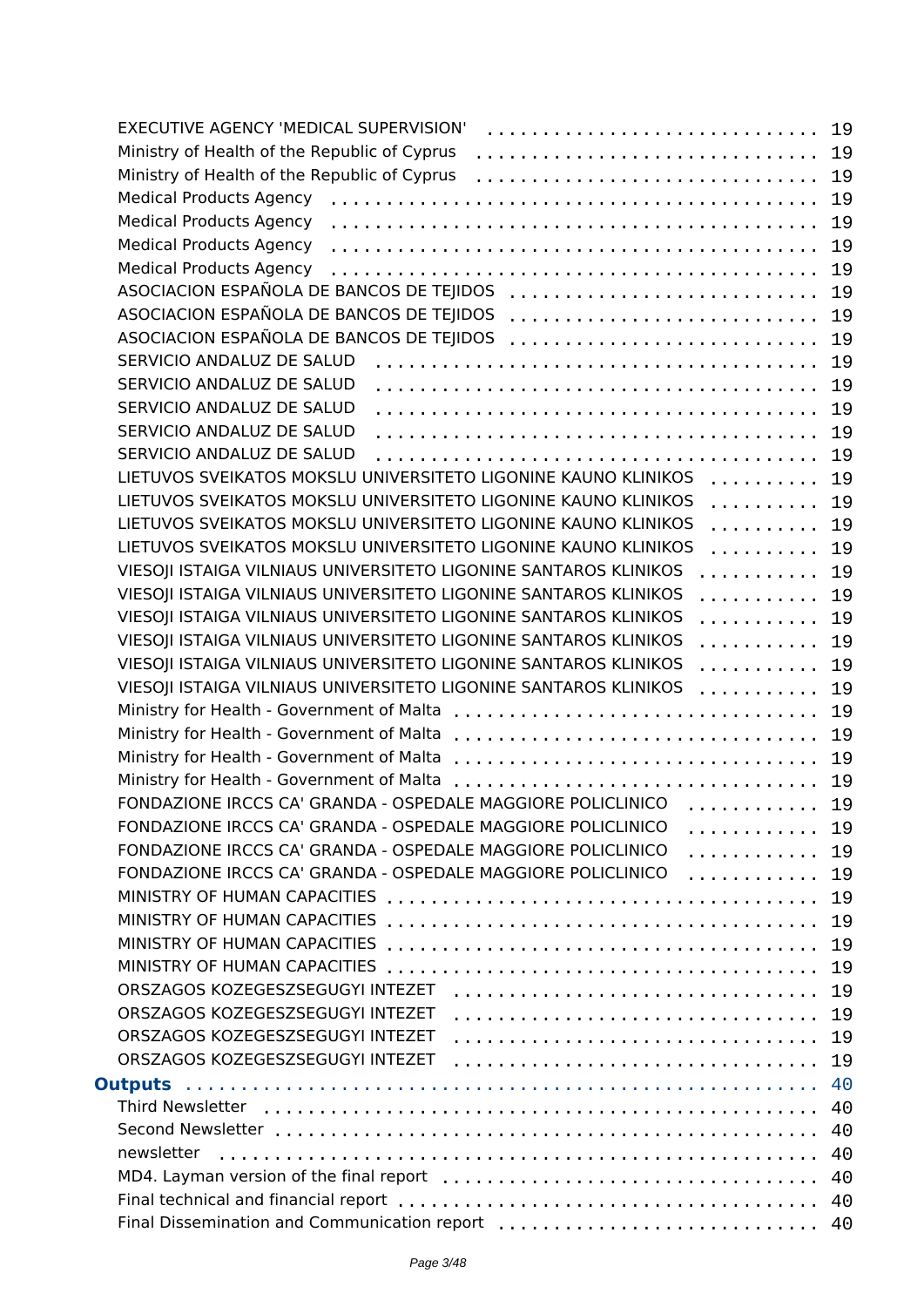EXECUTIVE AGENCY 'MEDICAL SUPERVISION' .............................. 19
Ministry of Health of the Republic of Cyprus .............................. 19
Ministry of Health of the Republic of Cyprus .............................. 19
Medical Products Agency .............................. 19
Medical Products Agency .............................. 19
Medical Products Agency .............................. 19
Medical Products Agency .............................. 19
ASOCIACION ESPAÑOLA DE BANCOS DE TEJIDOS .............................. 19
ASOCIACION ESPAÑOLA DE BANCOS DE TEJIDOS .............................. 19
ASOCIACION ESPAÑOLA DE BANCOS DE TEJIDOS .............................. 19
SERVICIO ANDALUZ DE SALUD .............................. 19
SERVICIO ANDALUZ DE SALUD .............................. 19
SERVICIO ANDALUZ DE SALUD .............................. 19
SERVICIO ANDALUZ DE SALUD .............................. 19
SERVICIO ANDALUZ DE SALUD .............................. 19
LIETUVOS SVEIKATOS MOKSLU UNIVERSITETO LIGONINE KAUNO KLINIKOS .......... 19
LIETUVOS SVEIKATOS MOKSLU UNIVERSITETO LIGONINE KAUNO KLINIKOS .......... 19
LIETUVOS SVEIKATOS MOKSLU UNIVERSITETO LIGONINE KAUNO KLINIKOS .......... 19
LIETUVOS SVEIKATOS MOKSLU UNIVERSITETO LIGONINE KAUNO KLINIKOS .......... 19
VIESOJI ISTAIGA VILNIAUS UNIVERSITETO LIGONINE SANTAROS KLINIKOS .......... 19
VIESOJI ISTAIGA VILNIAUS UNIVERSITETO LIGONINE SANTAROS KLINIKOS .......... 19
VIESOJI ISTAIGA VILNIAUS UNIVERSITETO LIGONINE SANTAROS KLINIKOS .......... 19
VIESOJI ISTAIGA VILNIAUS UNIVERSITETO LIGONINE SANTAROS KLINIKOS .......... 19
VIESOJI ISTAIGA VILNIAUS UNIVERSITETO LIGONINE SANTAROS KLINIKOS .......... 19
VIESOJI ISTAIGA VILNIAUS UNIVERSITETO LIGONINE SANTAROS KLINIKOS .......... 19
Ministry for Health - Government of Malta .............................. 19
Ministry for Health - Government of Malta .............................. 19
Ministry for Health - Government of Malta .............................. 19
Ministry for Health - Government of Malta .............................. 19
FONDAZIONE IRCCS CA' GRANDA - OSPEDALE MAGGIORE POLICLINICO .......... 19
FONDAZIONE IRCCS CA' GRANDA - OSPEDALE MAGGIORE POLICLINICO .......... 19
FONDAZIONE IRCCS CA' GRANDA - OSPEDALE MAGGIORE POLICLINICO .......... 19
FONDAZIONE IRCCS CA' GRANDA - OSPEDALE MAGGIORE POLICLINICO .......... 19
MINISTRY OF HUMAN CAPACITIES .............................. 19
MINISTRY OF HUMAN CAPACITIES .............................. 19
MINISTRY OF HUMAN CAPACITIES .............................. 19
MINISTRY OF HUMAN CAPACITIES .............................. 19
ORSZAGOS KOZEGESZSEGUGYI INTEZET .............................. 19
ORSZAGOS KOZEGESZSEGUGYI INTEZET .............................. 19
ORSZAGOS KOZEGESZSEGUGYI INTEZET .............................. 19
ORSZAGOS KOZEGESZSEGUGYI INTEZET .............................. 19

**Outputs** .............................. 40

Third Newsletter .............................. 40
Second Newsletter .............................. 40
newsletter .............................. 40
MD4. Layman version of the final report .............................. 40
Final technical and financial report .............................. 40
Final Dissemination and Communication report .............................. 40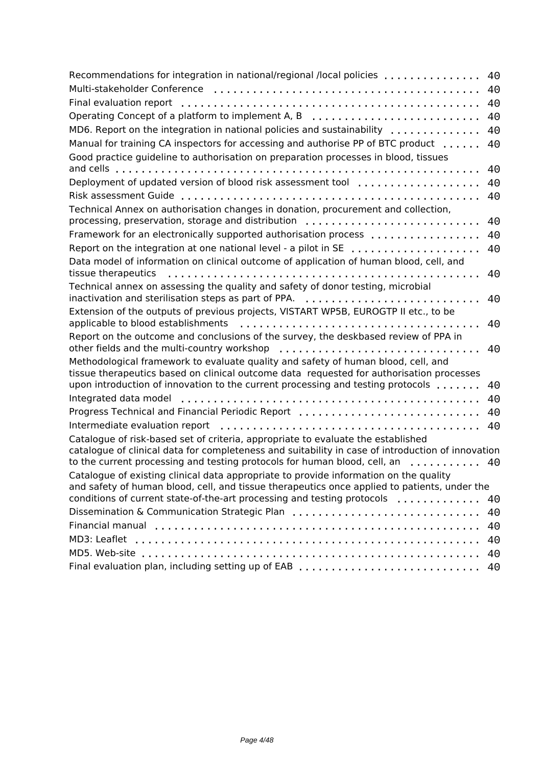Recommendations for integration in national/regional /local policies . . . . . . . . . . . . . . . 40
Multi-stakeholder Conference . . . . . . . . . . . . . . . . . . . . . . . . . . . . . . . . . . . . . . . 40
Final evaluation report . . . . . . . . . . . . . . . . . . . . . . . . . . . . . . . . . . . . . . . . . . . 40
Operating Concept of a platform to implement A, B . . . . . . . . . . . . . . . . . . . . . . . . . 40
MD6. Report on the integration in national policies and sustainability . . . . . . . . . . . . . . 40
Manual for training CA inspectors for accessing and authorise PP of BTC product . . . . . . 40
Good practice guideline to authorisation on preparation processes in blood, tissues and cells . . . . . . . . . . . . . . . . . . . . . . . . . . . . . . . . . . . . . . . . . . . . . . . . . . . . . 40
Deployment of updated version of blood risk assessment tool . . . . . . . . . . . . . . . . . . . 40
Risk assessment Guide . . . . . . . . . . . . . . . . . . . . . . . . . . . . . . . . . . . . . . . . . . . 40
Technical Annex on authorisation changes in donation, procurement and collection, processing, preservation, storage and distribution . . . . . . . . . . . . . . . . . . . . . . . . . 40
Framework for an electronically supported authorisation process . . . . . . . . . . . . . . . . . 40
Report on the integration at one national level - a pilot in SE . . . . . . . . . . . . . . . . . . . 40
Data model of information on clinical outcome of application of human blood, cell, and tissue therapeutics . . . . . . . . . . . . . . . . . . . . . . . . . . . . . . . . . . . . . . . . . . . . . . 40
Technical annex on assessing the quality and safety of donor testing, microbial inactivation and sterilisation steps as part of PPA. . . . . . . . . . . . . . . . . . . . . . . . . . . 40
Extension of the outputs of previous projects, VISTART WP5B, EUROGTP II etc., to be applicable to blood establishments . . . . . . . . . . . . . . . . . . . . . . . . . . . . . . . . . . . 40
Report on the outcome and conclusions of the survey, the deskbased review of PPA in other fields and the multi-country workshop . . . . . . . . . . . . . . . . . . . . . . . . . . . . . 40
Methodological framework to evaluate quality and safety of human blood, cell, and tissue therapeutics based on clinical outcome data requested for authorisation processes upon introduction of innovation to the current processing and testing protocols . . . . . . . 40
Integrated data model . . . . . . . . . . . . . . . . . . . . . . . . . . . . . . . . . . . . . . . . . . . . 40
Progress Technical and Financial Periodic Report . . . . . . . . . . . . . . . . . . . . . . . . . . . 40
Intermediate evaluation report . . . . . . . . . . . . . . . . . . . . . . . . . . . . . . . . . . . . . . . 40
Catalogue of risk-based set of criteria, appropriate to evaluate the established catalogue of clinical data for completeness and suitability in case of introduction of innovation to the current processing and testing protocols for human blood, cell, an . . . . . . . . . . . 40
Catalogue of existing clinical data appropriate to provide information on the quality and safety of human blood, cell, and tissue therapeutics once applied to patients, under the conditions of current state-of-the-art processing and testing protocols . . . . . . . . . . . . 40
Dissemination & Communication Strategic Plan . . . . . . . . . . . . . . . . . . . . . . . . . . . 40
Financial manual . . . . . . . . . . . . . . . . . . . . . . . . . . . . . . . . . . . . . . . . . . . . . . . 40
MD3: Leaflet . . . . . . . . . . . . . . . . . . . . . . . . . . . . . . . . . . . . . . . . . . . . . . . . . . 40
MD5. Web-site . . . . . . . . . . . . . . . . . . . . . . . . . . . . . . . . . . . . . . . . . . . . . . . . . 40
Final evaluation plan, including setting up of EAB . . . . . . . . . . . . . . . . . . . . . . . . . . 40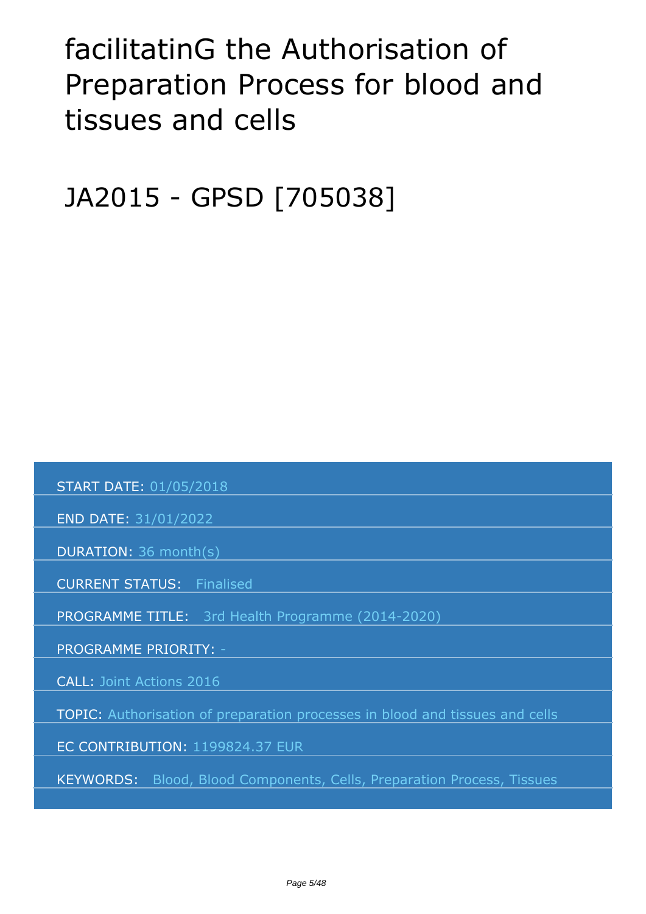# facilitatinG the Authorisation of Preparation Process for blood and tissues and cells

# JA2015 - GPSD [705038]

| | |
|---|---|
| START DATE: | 01/05/2018 |
| END DATE: | 31/01/2022 |
| DURATION: | 36 month(s) |
| CURRENT STATUS: | Finalised |
| PROGRAMME TITLE: | 3rd Health Programme (2014-2020) |
| PROGRAMME PRIORITY: | - |
| CALL: | Joint Actions 2016 |
| TOPIC: | Authorisation of preparation processes in blood and tissues and cells |
| EC CONTRIBUTION: | 1199824.37 EUR |
| KEYWORDS: | Blood, Blood Components, Cells, Preparation Process, Tissues |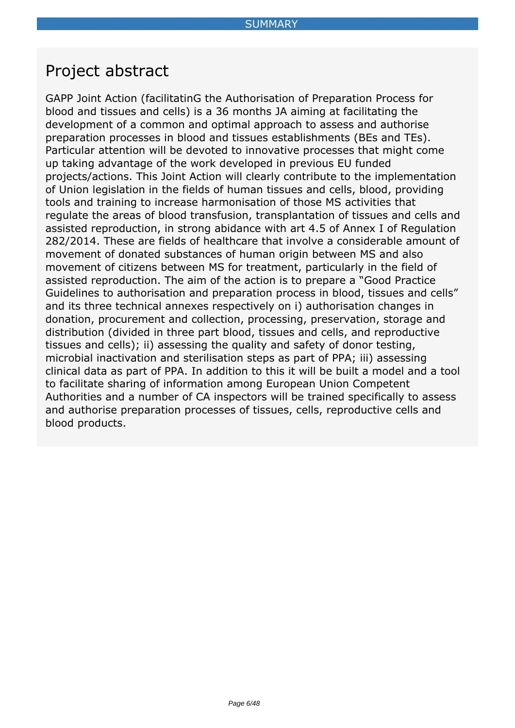# Project abstract

GAPP Joint Action (facilitatinG the Authorisation of Preparation Process for blood and tissues and cells) is a 36 months JA aiming at facilitating the development of a common and optimal approach to assess and authorise preparation processes in blood and tissues establishments (BEs and TEs). Particular attention will be devoted to innovative processes that might come up taking advantage of the work developed in previous EU funded projects/actions. This Joint Action will clearly contribute to the implementation of Union legislation in the fields of human tissues and cells, blood, providing tools and training to increase harmonisation of those MS activities that regulate the areas of blood transfusion, transplantation of tissues and cells and assisted reproduction, in strong abidance with art 4.5 of Annex I of Regulation 282/2014. These are fields of healthcare that involve a considerable amount of movement of donated substances of human origin between MS and also movement of citizens between MS for treatment, particularly in the field of assisted reproduction. The aim of the action is to prepare a "Good Practice Guidelines to authorisation and preparation process in blood, tissues and cells" and its three technical annexes respectively on i) authorisation changes in donation, procurement and collection, processing, preservation, storage and distribution (divided in three part blood, tissues and cells, and reproductive tissues and cells); ii) assessing the quality and safety of donor testing, microbial inactivation and sterilisation steps as part of PPA; iii) assessing clinical data as part of PPA. In addition to this it will be built a model and a tool to facilitate sharing of information among European Union Competent Authorities and a number of CA inspectors will be trained specifically to assess and authorise preparation processes of tissues, cells, reproductive cells and blood products.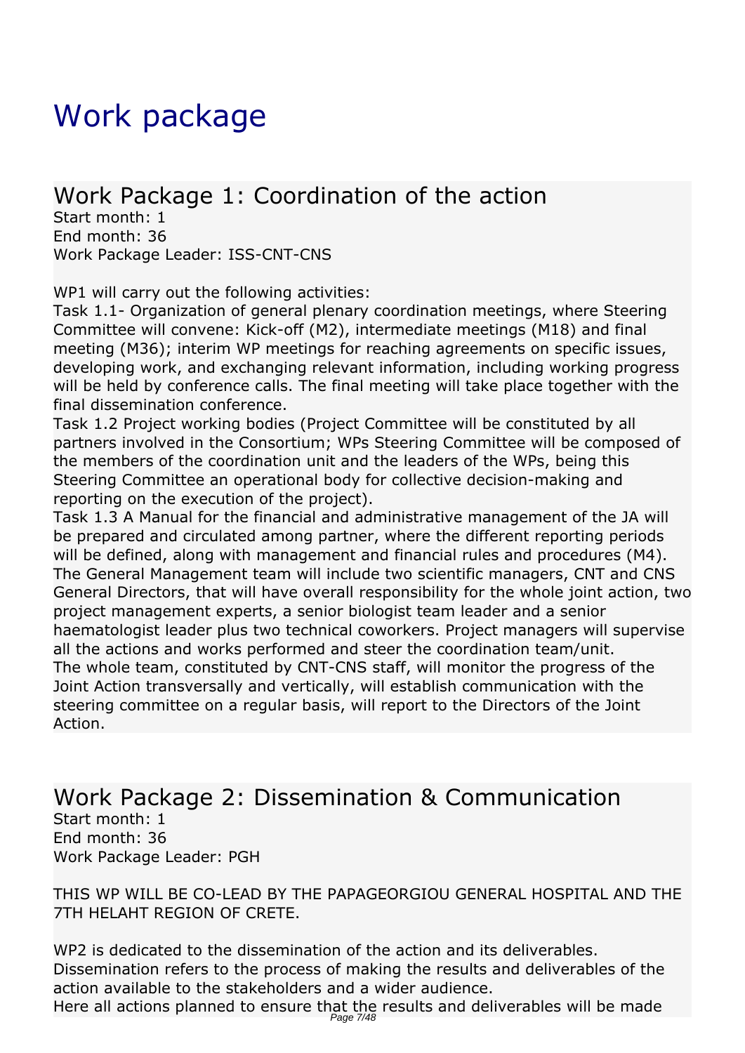# Work package

## Work Package 1: Coordination of the action

Start month: 1
End month: 36
Work Package Leader: ISS-CNT-CNS

WP1 will carry out the following activities:
Task 1.1- Organization of general plenary coordination meetings, where Steering Committee will convene: Kick-off (M2), intermediate meetings (M18) and final meeting (M36); interim WP meetings for reaching agreements on specific issues, developing work, and exchanging relevant information, including working progress will be held by conference calls. The final meeting will take place together with the final dissemination conference.
Task 1.2 Project working bodies (Project Committee will be constituted by all partners involved in the Consortium; WPs Steering Committee will be composed of the members of the coordination unit and the leaders of the WPs, being this Steering Committee an operational body for collective decision-making and reporting on the execution of the project).
Task 1.3 A Manual for the financial and administrative management of the JA will be prepared and circulated among partner, where the different reporting periods will be defined, along with management and financial rules and procedures (M4).
The General Management team will include two scientific managers, CNT and CNS General Directors, that will have overall responsibility for the whole joint action, two project management experts, a senior biologist team leader and a senior haematologist leader plus two technical coworkers. Project managers will supervise all the actions and works performed and steer the coordination team/unit.
The whole team, constituted by CNT-CNS staff, will monitor the progress of the Joint Action transversally and vertically, will establish communication with the steering committee on a regular basis, will report to the Directors of the Joint Action.

## Work Package 2: Dissemination & Communication

Start month: 1
End month: 36
Work Package Leader: PGH

THIS WP WILL BE CO-LEAD BY THE PAPAGEORGIOU GENERAL HOSPITAL AND THE 7TH HELAHT REGION OF CRETE.

WP2 is dedicated to the dissemination of the action and its deliverables.
Dissemination refers to the process of making the results and deliverables of the action available to the stakeholders and a wider audience.
Here all actions planned to ensure that the results and deliverables will be made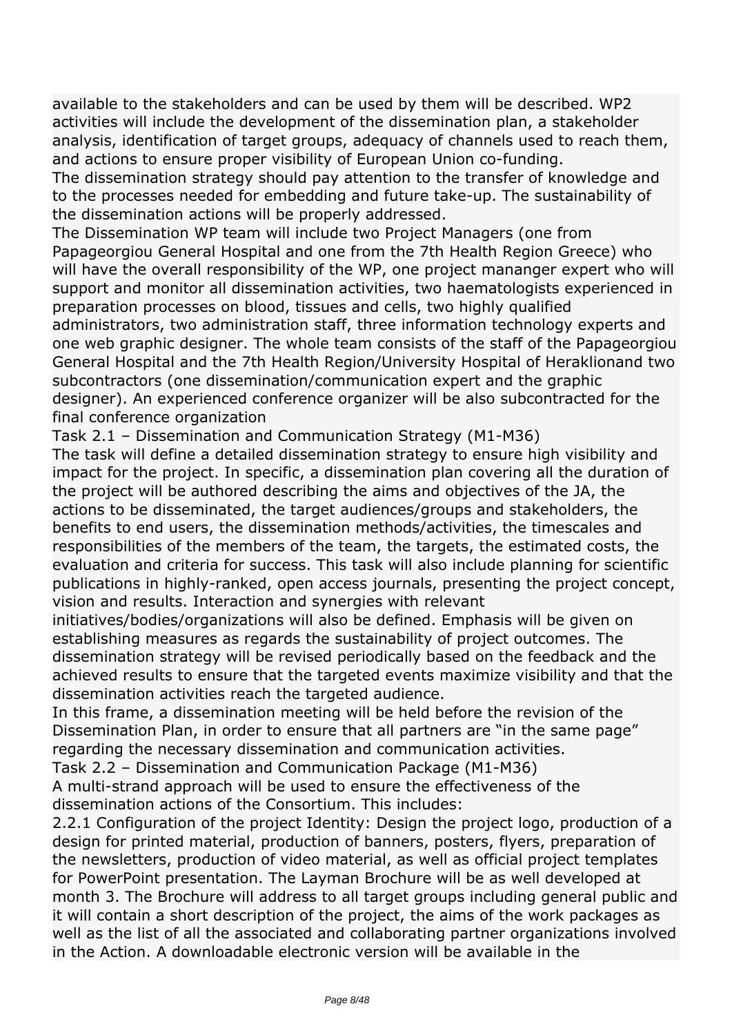available to the stakeholders and can be used by them will be described. WP2 activities will include the development of the dissemination plan, a stakeholder analysis, identification of target groups, adequacy of channels used to reach them, and actions to ensure proper visibility of European Union co-funding.

The dissemination strategy should pay attention to the transfer of knowledge and to the processes needed for embedding and future take-up. The sustainability of the dissemination actions will be properly addressed.

The Dissemination WP team will include two Project Managers (one from Papageorgiou General Hospital and one from the 7th Health Region Greece) who will have the overall responsibility of the WP, one project mananger expert who will support and monitor all dissemination activities, two haematologists experienced in preparation processes on blood, tissues and cells, two highly qualified administrators, two administration staff, three information technology experts and one web graphic designer. The whole team consists of the staff of the Papageorgiou General Hospital and the 7th Health Region/University Hospital of Heraklionand two subcontractors (one dissemination/communication expert and the graphic designer). An experienced conference organizer will be also subcontracted for the final conference organization

Task 2.1 – Dissemination and Communication Strategy (M1-M36)

The task will define a detailed dissemination strategy to ensure high visibility and impact for the project. In specific, a dissemination plan covering all the duration of the project will be authored describing the aims and objectives of the JA, the actions to be disseminated, the target audiences/groups and stakeholders, the benefits to end users, the dissemination methods/activities, the timescales and responsibilities of the members of the team, the targets, the estimated costs, the evaluation and criteria for success. This task will also include planning for scientific publications in highly-ranked, open access journals, presenting the project concept, vision and results. Interaction and synergies with relevant initiatives/bodies/organizations will also be defined. Emphasis will be given on establishing measures as regards the sustainability of project outcomes. The dissemination strategy will be revised periodically based on the feedback and the achieved results to ensure that the targeted events maximize visibility and that the dissemination activities reach the targeted audience.

In this frame, a dissemination meeting will be held before the revision of the Dissemination Plan, in order to ensure that all partners are "in the same page" regarding the necessary dissemination and communication activities.

Task 2.2 – Dissemination and Communication Package (M1-M36)

A multi-strand approach will be used to ensure the effectiveness of the dissemination actions of the Consortium. This includes:

2.2.1 Configuration of the project Identity: Design the project logo, production of a design for printed material, production of banners, posters, flyers, preparation of the newsletters, production of video material, as well as official project templates for PowerPoint presentation. The Layman Brochure will be as well developed at month 3. The Brochure will address to all target groups including general public and it will contain a short description of the project, the aims of the work packages as well as the list of all the associated and collaborating partner organizations involved in the Action. A downloadable electronic version will be available in the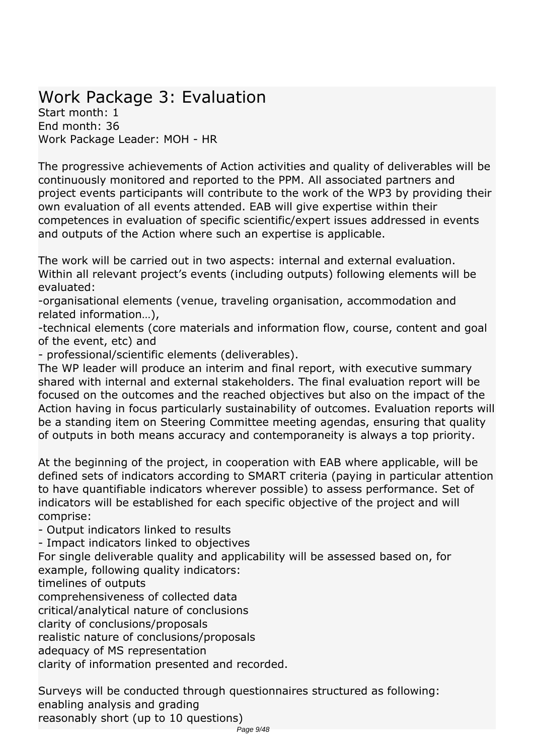# Work Package 3: Evaluation

Start month: 1
End month: 36
Work Package Leader: MOH - HR

The progressive achievements of Action activities and quality of deliverables will be continuously monitored and reported to the PPM. All associated partners and project events participants will contribute to the work of the WP3 by providing their own evaluation of all events attended. EAB will give expertise within their competences in evaluation of specific scientific/expert issues addressed in events and outputs of the Action where such an expertise is applicable.

The work will be carried out in two aspects: internal and external evaluation. Within all relevant project's events (including outputs) following elements will be evaluated:
-organisational elements (venue, traveling organisation, accommodation and related information…),
-technical elements (core materials and information flow, course, content and goal of the event, etc) and
- professional/scientific elements (deliverables).
The WP leader will produce an interim and final report, with executive summary shared with internal and external stakeholders. The final evaluation report will be focused on the outcomes and the reached objectives but also on the impact of the Action having in focus particularly sustainability of outcomes. Evaluation reports will be a standing item on Steering Committee meeting agendas, ensuring that quality of outputs in both means accuracy and contemporaneity is always a top priority.

At the beginning of the project, in cooperation with EAB where applicable, will be defined sets of indicators according to SMART criteria (paying in particular attention to have quantifiable indicators wherever possible) to assess performance. Set of indicators will be established for each specific objective of the project and will comprise:
- Output indicators linked to results
- Impact indicators linked to objectives
For single deliverable quality and applicability will be assessed based on, for example, following quality indicators:
timelines of outputs
comprehensiveness of collected data
critical/analytical nature of conclusions
clarity of conclusions/proposals
realistic nature of conclusions/proposals
adequacy of MS representation
clarity of information presented and recorded.

Surveys will be conducted through questionnaires structured as following:
enabling analysis and grading
reasonably short (up to 10 questions)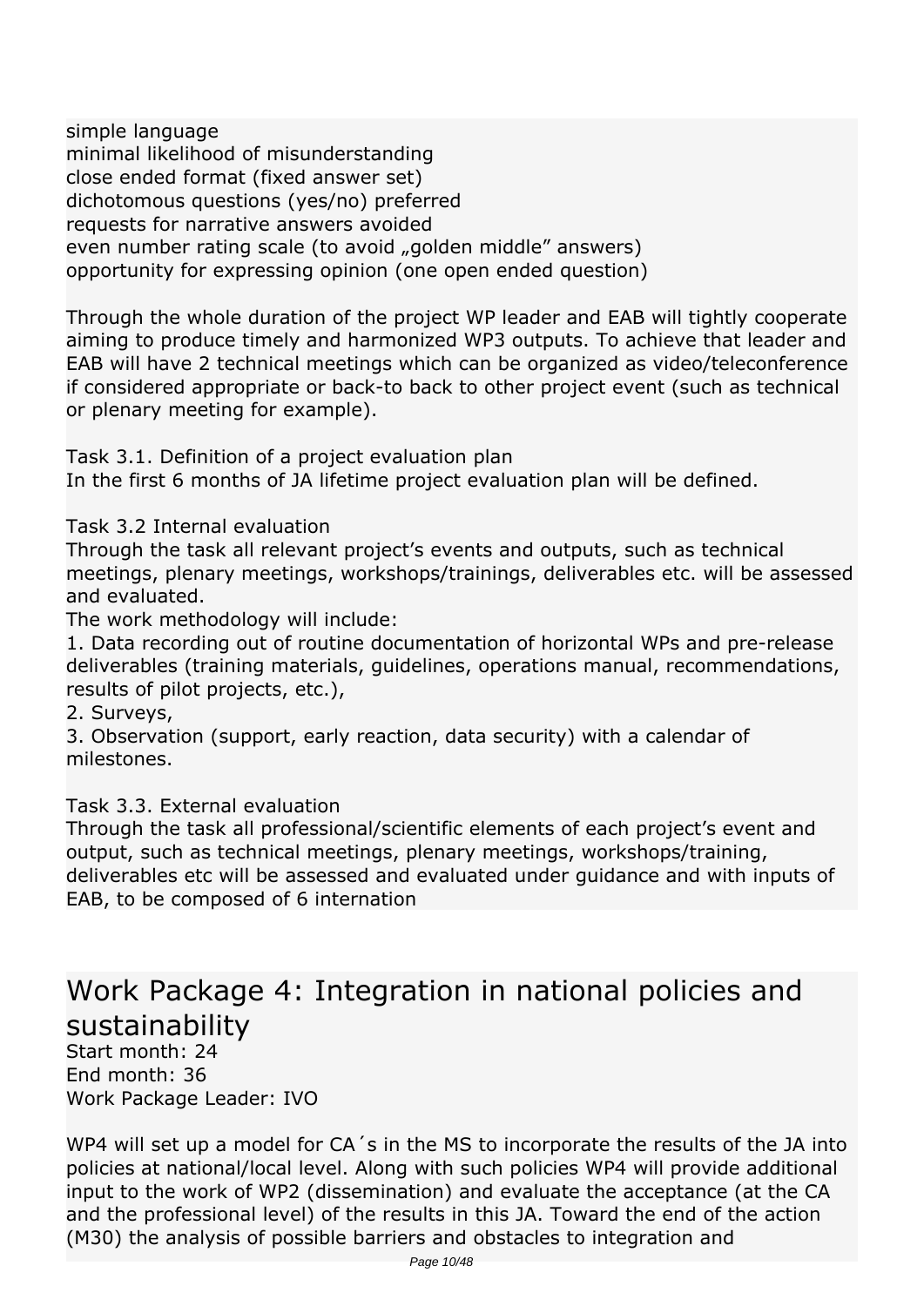simple language
minimal likelihood of misunderstanding
close ended format (fixed answer set)
dichotomous questions (yes/no) preferred
requests for narrative answers avoided
even number rating scale (to avoid „golden middle" answers)
opportunity for expressing opinion (one open ended question)

Through the whole duration of the project WP leader and EAB will tightly cooperate aiming to produce timely and harmonized WP3 outputs. To achieve that leader and EAB will have 2 technical meetings which can be organized as video/teleconference if considered appropriate or back-to back to other project event (such as technical or plenary meeting for example).

Task 3.1. Definition of a project evaluation plan
In the first 6 months of JA lifetime project evaluation plan will be defined.

Task 3.2 Internal evaluation
Through the task all relevant project's events and outputs, such as technical meetings, plenary meetings, workshops/trainings, deliverables etc. will be assessed and evaluated.
The work methodology will include:
1. Data recording out of routine documentation of horizontal WPs and pre-release deliverables (training materials, guidelines, operations manual, recommendations, results of pilot projects, etc.),
2. Surveys,
3. Observation (support, early reaction, data security) with a calendar of milestones.

Task 3.3. External evaluation
Through the task all professional/scientific elements of each project's event and output, such as technical meetings, plenary meetings, workshops/training, deliverables etc will be assessed and evaluated under guidance and with inputs of EAB, to be composed of 6 internation

# Work Package 4: Integration in national policies and sustainability

Start month: 24
End month: 36
Work Package Leader: IVO

WP4 will set up a model for CA´s in the MS to incorporate the results of the JA into policies at national/local level. Along with such policies WP4 will provide additional input to the work of WP2 (dissemination) and evaluate the acceptance (at the CA and the professional level) of the results in this JA. Toward the end of the action (M30) the analysis of possible barriers and obstacles to integration and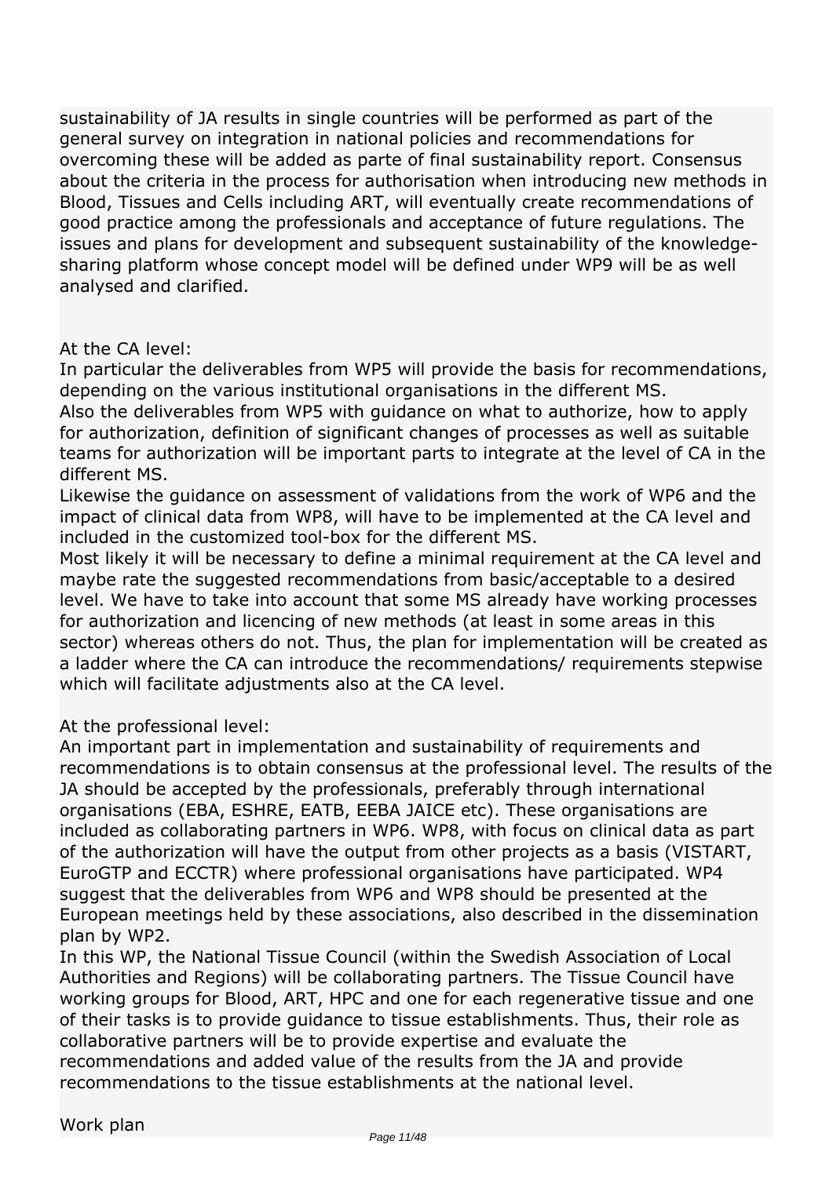sustainability of JA results in single countries will be performed as part of the general survey on integration in national policies and recommendations for overcoming these will be added as parte of final sustainability report. Consensus about the criteria in the process for authorisation when introducing new methods in Blood, Tissues and Cells including ART, will eventually create recommendations of good practice among the professionals and acceptance of future regulations. The issues and plans for development and subsequent sustainability of the knowledge-sharing platform whose concept model will be defined under WP9 will be as well analysed and clarified.

At the CA level:
In particular the deliverables from WP5 will provide the basis for recommendations, depending on the various institutional organisations in the different MS.
Also the deliverables from WP5 with guidance on what to authorize, how to apply for authorization, definition of significant changes of processes as well as suitable teams for authorization will be important parts to integrate at the level of CA in the different MS.
Likewise the guidance on assessment of validations from the work of WP6 and the impact of clinical data from WP8, will have to be implemented at the CA level and included in the customized tool-box for the different MS.
Most likely it will be necessary to define a minimal requirement at the CA level and maybe rate the suggested recommendations from basic/acceptable to a desired level. We have to take into account that some MS already have working processes for authorization and licencing of new methods (at least in some areas in this sector) whereas others do not. Thus, the plan for implementation will be created as a ladder where the CA can introduce the recommendations/ requirements stepwise which will facilitate adjustments also at the CA level.

At the professional level:
An important part in implementation and sustainability of requirements and recommendations is to obtain consensus at the professional level. The results of the JA should be accepted by the professionals, preferably through international organisations (EBA, ESHRE, EATB, EEBA JAICE etc). These organisations are included as collaborating partners in WP6. WP8, with focus on clinical data as part of the authorization will have the output from other projects as a basis (VISTART, EuroGTP and ECCTR) where professional organisations have participated. WP4 suggest that the deliverables from WP6 and WP8 should be presented at the European meetings held by these associations, also described in the dissemination plan by WP2.
In this WP, the National Tissue Council (within the Swedish Association of Local Authorities and Regions) will be collaborating partners. The Tissue Council have working groups for Blood, ART, HPC and one for each regenerative tissue and one of their tasks is to provide guidance to tissue establishments. Thus, their role as collaborative partners will be to provide expertise and evaluate the recommendations and added value of the results from the JA and provide recommendations to the tissue establishments at the national level.

Work plan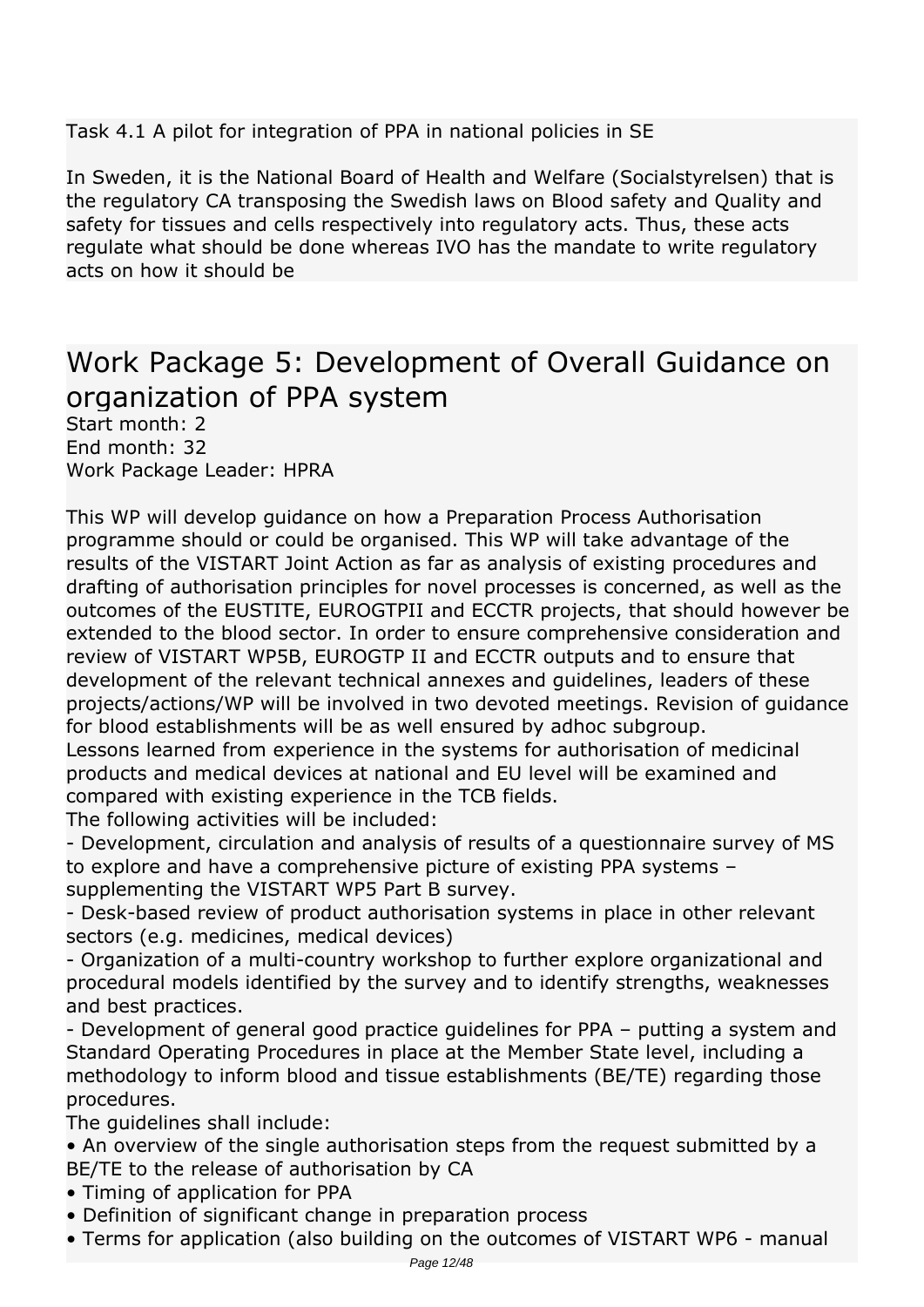Task 4.1 A pilot for integration of PPA in national policies in SE

In Sweden, it is the National Board of Health and Welfare (Socialstyrelsen) that is the regulatory CA transposing the Swedish laws on Blood safety and Quality and safety for tissues and cells respectively into regulatory acts. Thus, these acts regulate what should be done whereas IVO has the mandate to write regulatory acts on how it should be

# Work Package 5: Development of Overall Guidance on organization of PPA system

Start month: 2
End month: 32
Work Package Leader: HPRA

This WP will develop guidance on how a Preparation Process Authorisation programme should or could be organised. This WP will take advantage of the results of the VISTART Joint Action as far as analysis of existing procedures and drafting of authorisation principles for novel processes is concerned, as well as the outcomes of the EUSTITE, EUROGTPII and ECCTR projects, that should however be extended to the blood sector. In order to ensure comprehensive consideration and review of VISTART WP5B, EUROGTP II and ECCTR outputs and to ensure that development of the relevant technical annexes and guidelines, leaders of these projects/actions/WP will be involved in two devoted meetings. Revision of guidance for blood establishments will be as well ensured by adhoc subgroup.
Lessons learned from experience in the systems for authorisation of medicinal products and medical devices at national and EU level will be examined and compared with existing experience in the TCB fields.
The following activities will be included:

- Development, circulation and analysis of results of a questionnaire survey of MS to explore and have a comprehensive picture of existing PPA systems – supplementing the VISTART WP5 Part B survey.
- Desk-based review of product authorisation systems in place in other relevant sectors (e.g. medicines, medical devices)
- Organization of a multi-country workshop to further explore organizational and procedural models identified by the survey and to identify strengths, weaknesses and best practices.
- Development of general good practice guidelines for PPA – putting a system and Standard Operating Procedures in place at the Member State level, including a methodology to inform blood and tissue establishments (BE/TE) regarding those procedures.

The guidelines shall include:

• An overview of the single authorisation steps from the request submitted by a BE/TE to the release of authorisation by CA
• Timing of application for PPA
• Definition of significant change in preparation process
• Terms for application (also building on the outcomes of VISTART WP6 - manual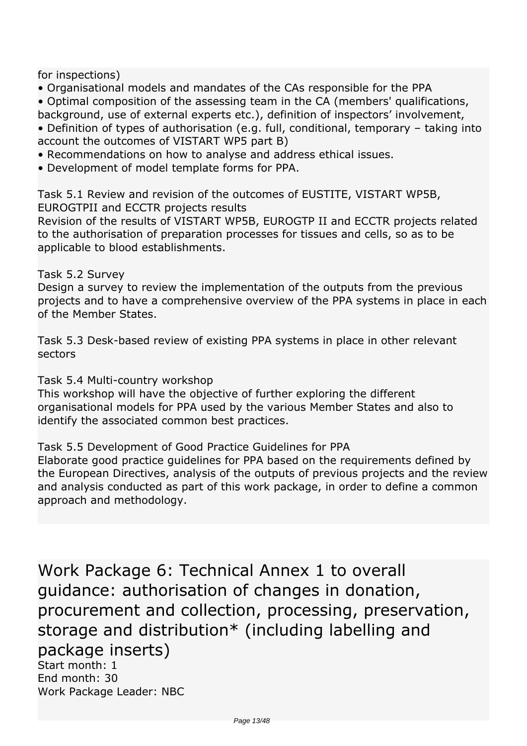for inspections)
• Organisational models and mandates of the CAs responsible for the PPA
• Optimal composition of the assessing team in the CA (members' qualifications, background, use of external experts etc.), definition of inspectors' involvement,
• Definition of types of authorisation (e.g. full, conditional, temporary – taking into account the outcomes of VISTART WP5 part B)
• Recommendations on how to analyse and address ethical issues.
• Development of model template forms for PPA.

Task 5.1 Review and revision of the outcomes of EUSTITE, VISTART WP5B, EUROGTPII and ECCTR projects results
Revision of the results of VISTART WP5B, EUROGTP II and ECCTR projects related to the authorisation of preparation processes for tissues and cells, so as to be applicable to blood establishments.

Task 5.2 Survey
Design a survey to review the implementation of the outputs from the previous projects and to have a comprehensive overview of the PPA systems in place in each of the Member States.

Task 5.3 Desk-based review of existing PPA systems in place in other relevant sectors

Task 5.4 Multi-country workshop
This workshop will have the objective of further exploring the different organisational models for PPA used by the various Member States and also to identify the associated common best practices.

Task 5.5 Development of Good Practice Guidelines for PPA
Elaborate good practice guidelines for PPA based on the requirements defined by the European Directives, analysis of the outputs of previous projects and the review and analysis conducted as part of this work package, in order to define a common approach and methodology.

# Work Package 6: Technical Annex 1 to overall guidance: authorisation of changes in donation, procurement and collection, processing, preservation, storage and distribution* (including labelling and package inserts)

Start month: 1
End month: 30
Work Package Leader: NBC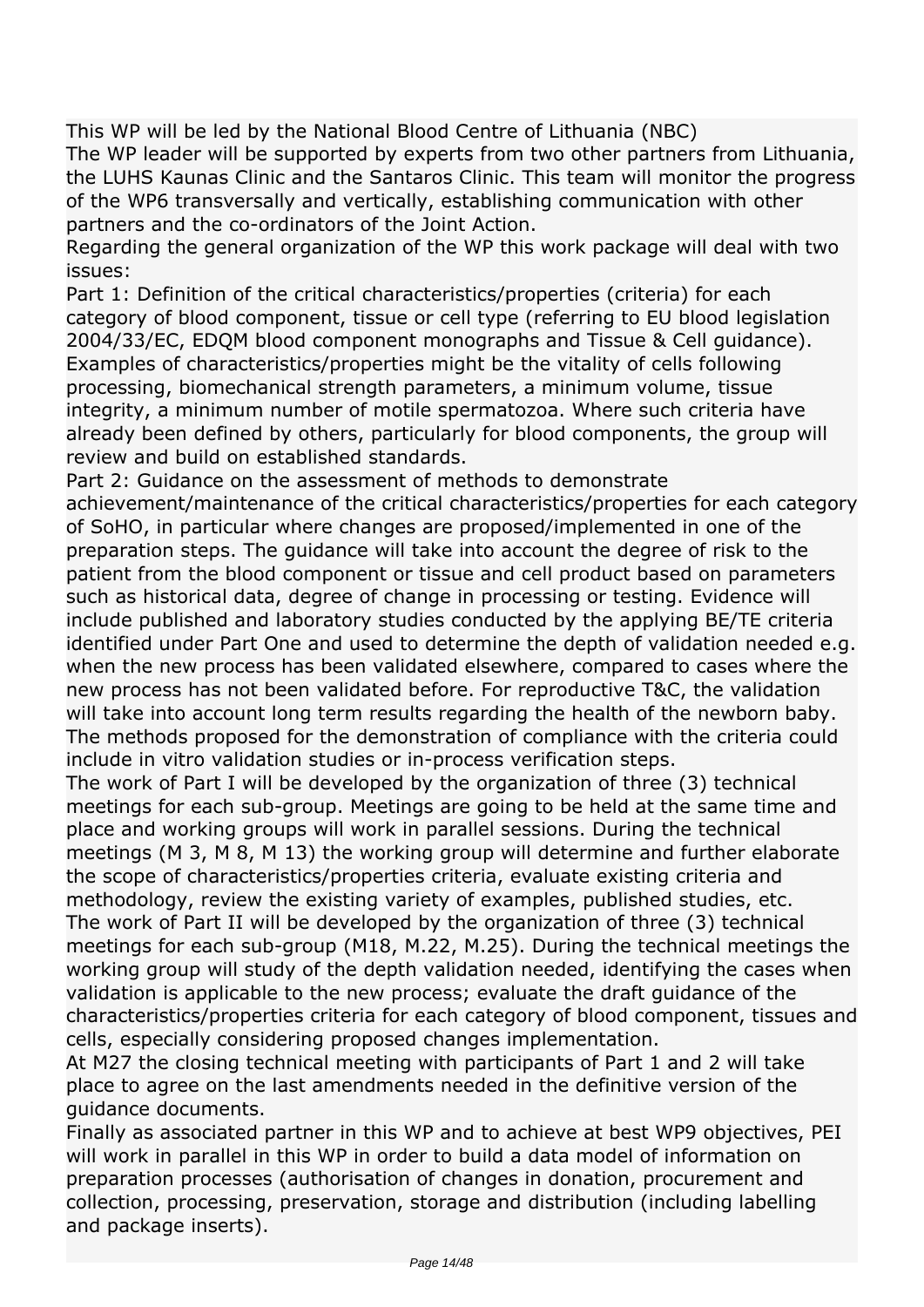This WP will be led by the National Blood Centre of Lithuania (NBC)

The WP leader will be supported by experts from two other partners from Lithuania, the LUHS Kaunas Clinic and the Santaros Clinic. This team will monitor the progress of the WP6 transversally and vertically, establishing communication with other partners and the co-ordinators of the Joint Action.

Regarding the general organization of the WP this work package will deal with two issues:

Part 1: Definition of the critical characteristics/properties (criteria) for each category of blood component, tissue or cell type (referring to EU blood legislation 2004/33/EC, EDQM blood component monographs and Tissue & Cell guidance). Examples of characteristics/properties might be the vitality of cells following processing, biomechanical strength parameters, a minimum volume, tissue integrity, a minimum number of motile spermatozoa. Where such criteria have already been defined by others, particularly for blood components, the group will review and build on established standards.

Part 2: Guidance on the assessment of methods to demonstrate achievement/maintenance of the critical characteristics/properties for each category of SoHO, in particular where changes are proposed/implemented in one of the preparation steps. The guidance will take into account the degree of risk to the patient from the blood component or tissue and cell product based on parameters such as historical data, degree of change in processing or testing. Evidence will include published and laboratory studies conducted by the applying BE/TE criteria identified under Part One and used to determine the depth of validation needed e.g. when the new process has been validated elsewhere, compared to cases where the new process has not been validated before. For reproductive T&C, the validation will take into account long term results regarding the health of the newborn baby. The methods proposed for the demonstration of compliance with the criteria could include in vitro validation studies or in-process verification steps.

The work of Part I will be developed by the organization of three (3) technical meetings for each sub-group. Meetings are going to be held at the same time and place and working groups will work in parallel sessions. During the technical meetings (M 3, M 8, M 13) the working group will determine and further elaborate the scope of characteristics/properties criteria, evaluate existing criteria and methodology, review the existing variety of examples, published studies, etc.

The work of Part II will be developed by the organization of three (3) technical meetings for each sub-group (M18, M.22, M.25). During the technical meetings the working group will study of the depth validation needed, identifying the cases when validation is applicable to the new process; evaluate the draft guidance of the characteristics/properties criteria for each category of blood component, tissues and cells, especially considering proposed changes implementation.

At M27 the closing technical meeting with participants of Part 1 and 2 will take place to agree on the last amendments needed in the definitive version of the guidance documents.

Finally as associated partner in this WP and to achieve at best WP9 objectives, PEI will work in parallel in this WP in order to build a data model of information on preparation processes (authorisation of changes in donation, procurement and collection, processing, preservation, storage and distribution (including labelling and package inserts).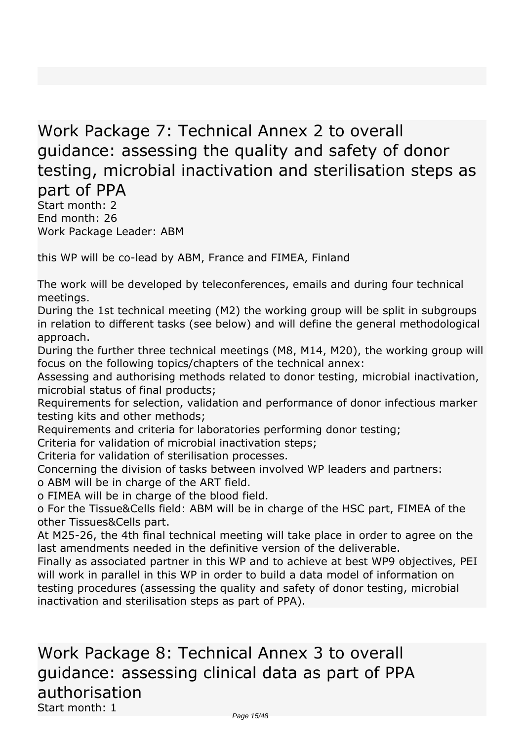## Work Package 7: Technical Annex 2 to overall guidance: assessing the quality and safety of donor testing, microbial inactivation and sterilisation steps as part of PPA

Start month: 2
End month: 26
Work Package Leader: ABM

this WP will be co-lead by ABM, France and FIMEA, Finland

The work will be developed by teleconferences, emails and during four technical meetings.
During the 1st technical meeting (M2) the working group will be split in subgroups in relation to different tasks (see below) and will define the general methodological approach.
During the further three technical meetings (M8, M14, M20), the working group will focus on the following topics/chapters of the technical annex:
Assessing and authorising methods related to donor testing, microbial inactivation, microbial status of final products;
Requirements for selection, validation and performance of donor infectious marker testing kits and other methods;
Requirements and criteria for laboratories performing donor testing;
Criteria for validation of microbial inactivation steps;
Criteria for validation of sterilisation processes.
Concerning the division of tasks between involved WP leaders and partners:
o ABM will be in charge of the ART field.
o FIMEA will be in charge of the blood field.
o For the Tissue&Cells field: ABM will be in charge of the HSC part, FIMEA of the other Tissues&Cells part.
At M25-26, the 4th final technical meeting will take place in order to agree on the last amendments needed in the definitive version of the deliverable.
Finally as associated partner in this WP and to achieve at best WP9 objectives, PEI will work in parallel in this WP in order to build a data model of information on testing procedures (assessing the quality and safety of donor testing, microbial inactivation and sterilisation steps as part of PPA).

## Work Package 8: Technical Annex 3 to overall guidance: assessing clinical data as part of PPA authorisation

Start month: 1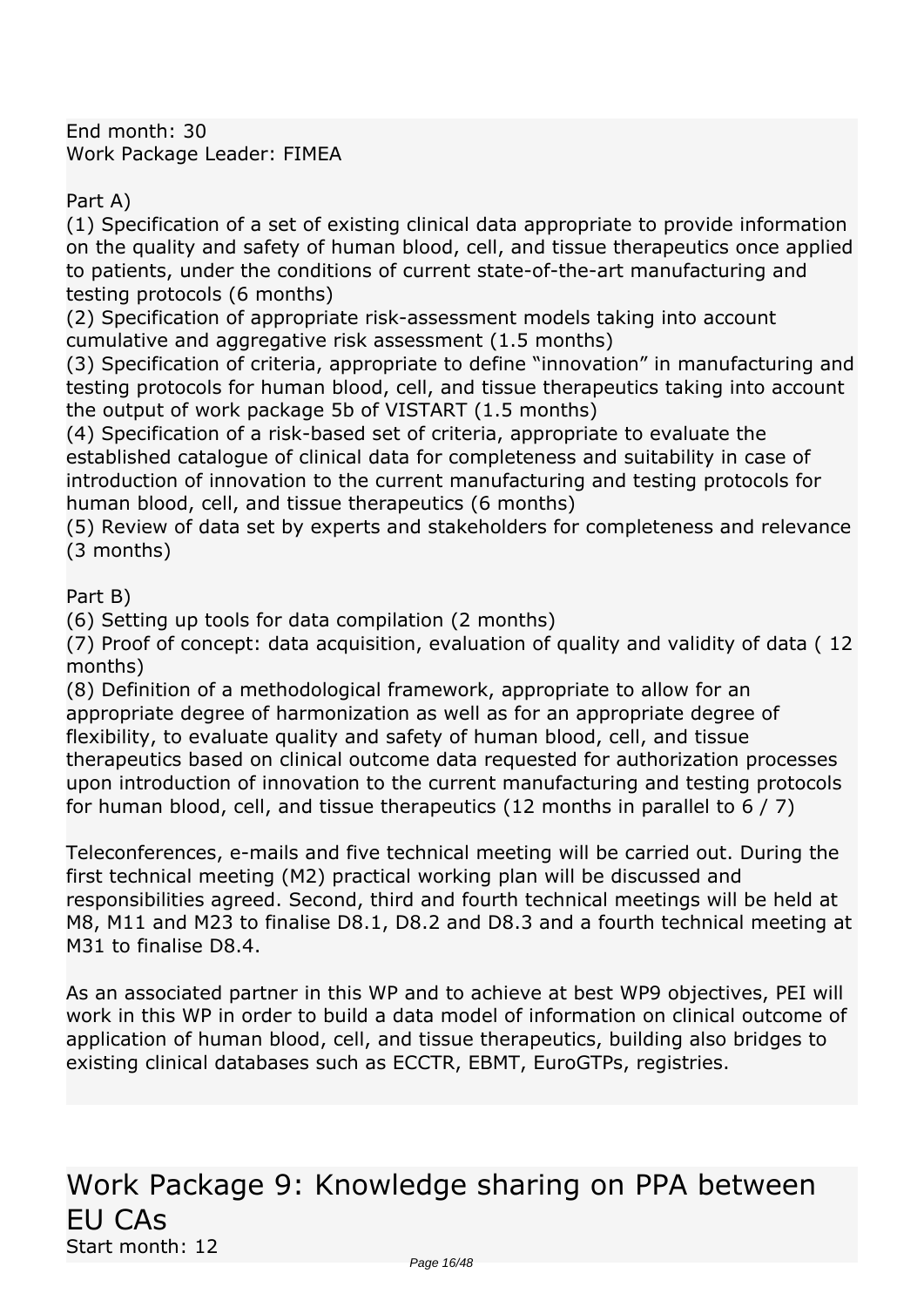End month: 30
Work Package Leader: FIMEA

Part A)
(1) Specification of a set of existing clinical data appropriate to provide information on the quality and safety of human blood, cell, and tissue therapeutics once applied to patients, under the conditions of current state-of-the-art manufacturing and testing protocols (6 months)
(2) Specification of appropriate risk-assessment models taking into account cumulative and aggregative risk assessment (1.5 months)
(3) Specification of criteria, appropriate to define “innovation” in manufacturing and testing protocols for human blood, cell, and tissue therapeutics taking into account the output of work package 5b of VISTART (1.5 months)
(4) Specification of a risk-based set of criteria, appropriate to evaluate the established catalogue of clinical data for completeness and suitability in case of introduction of innovation to the current manufacturing and testing protocols for human blood, cell, and tissue therapeutics (6 months)
(5) Review of data set by experts and stakeholders for completeness and relevance (3 months)

Part B)
(6) Setting up tools for data compilation (2 months)
(7) Proof of concept: data acquisition, evaluation of quality and validity of data ( 12 months)
(8) Definition of a methodological framework, appropriate to allow for an appropriate degree of harmonization as well as for an appropriate degree of flexibility, to evaluate quality and safety of human blood, cell, and tissue therapeutics based on clinical outcome data requested for authorization processes upon introduction of innovation to the current manufacturing and testing protocols for human blood, cell, and tissue therapeutics (12 months in parallel to 6 / 7)

Teleconferences, e-mails and five technical meeting will be carried out. During the first technical meeting (M2) practical working plan will be discussed and responsibilities agreed. Second, third and fourth technical meetings will be held at M8, M11 and M23 to finalise D8.1, D8.2 and D8.3 and a fourth technical meeting at M31 to finalise D8.4.

As an associated partner in this WP and to achieve at best WP9 objectives, PEI will work in this WP in order to build a data model of information on clinical outcome of application of human blood, cell, and tissue therapeutics, building also bridges to existing clinical databases such as ECCTR, EBMT, EuroGTPs, registries.

## Work Package 9: Knowledge sharing on PPA between EU CAs

Start month: 12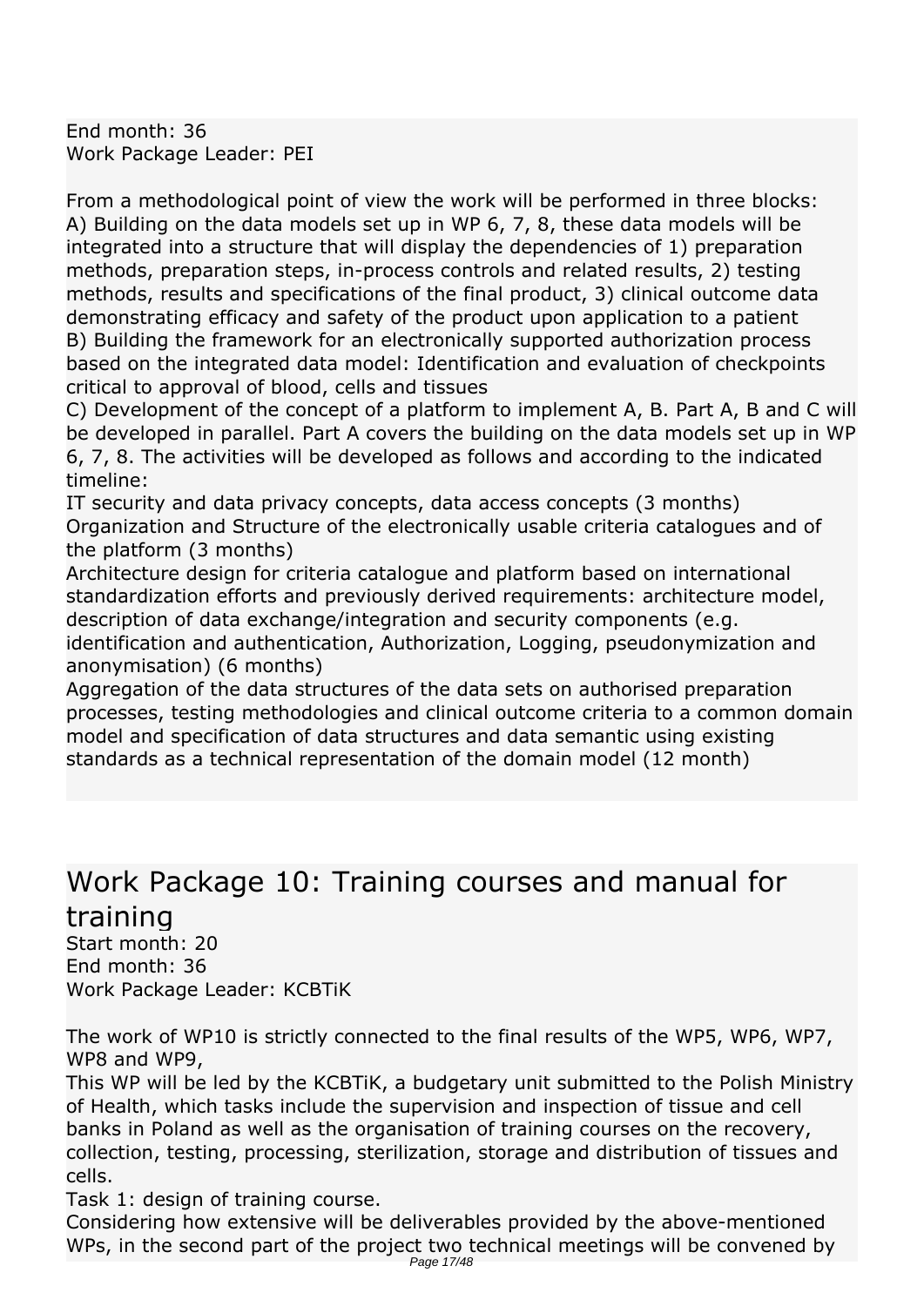End month: 36
Work Package Leader: PEI

From a methodological point of view the work will be performed in three blocks:
A) Building on the data models set up in WP 6, 7, 8, these data models will be integrated into a structure that will display the dependencies of 1) preparation methods, preparation steps, in-process controls and related results, 2) testing methods, results and specifications of the final product, 3) clinical outcome data demonstrating efficacy and safety of the product upon application to a patient
B) Building the framework for an electronically supported authorization process based on the integrated data model: Identification and evaluation of checkpoints critical to approval of blood, cells and tissues
C) Development of the concept of a platform to implement A, B. Part A, B and C will be developed in parallel. Part A covers the building on the data models set up in WP 6, 7, 8. The activities will be developed as follows and according to the indicated timeline:
IT security and data privacy concepts, data access concepts (3 months)
Organization and Structure of the electronically usable criteria catalogues and of the platform (3 months)
Architecture design for criteria catalogue and platform based on international standardization efforts and previously derived requirements: architecture model, description of data exchange/integration and security components (e.g. identification and authentication, Authorization, Logging, pseudonymization and anonymisation) (6 months)
Aggregation of the data structures of the data sets on authorised preparation processes, testing methodologies and clinical outcome criteria to a common domain model and specification of data structures and data semantic using existing standards as a technical representation of the domain model (12 month)

## Work Package 10: Training courses and manual for training

Start month: 20
End month: 36
Work Package Leader: KCBTiK

The work of WP10 is strictly connected to the final results of the WP5, WP6, WP7, WP8 and WP9,
This WP will be led by the KCBTiK, a budgetary unit submitted to the Polish Ministry of Health, which tasks include the supervision and inspection of tissue and cell banks in Poland as well as the organisation of training courses on the recovery, collection, testing, processing, sterilization, storage and distribution of tissues and cells.
Task 1: design of training course.
Considering how extensive will be deliverables provided by the above-mentioned WPs, in the second part of the project two technical meetings will be convened by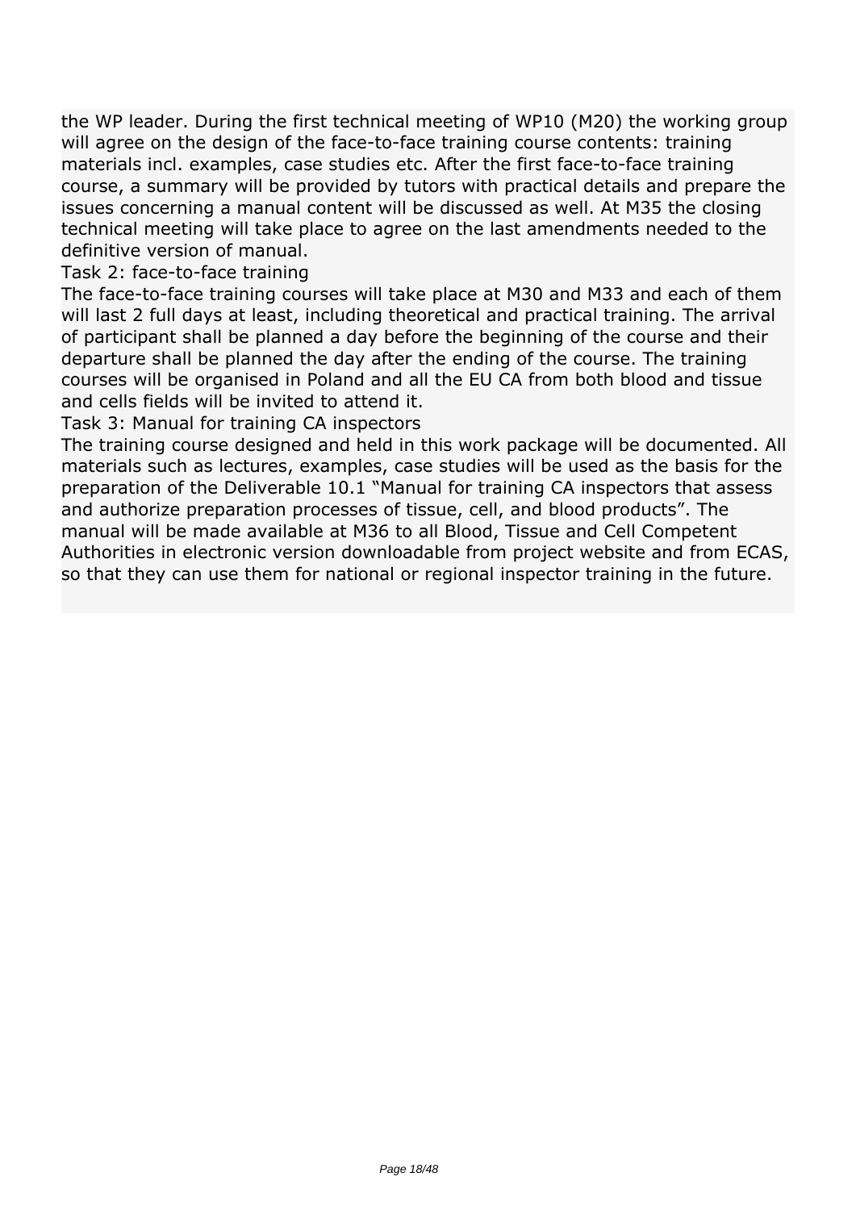the WP leader. During the first technical meeting of WP10 (M20) the working group will agree on the design of the face-to-face training course contents: training materials incl. examples, case studies etc. After the first face-to-face training course, a summary will be provided by tutors with practical details and prepare the issues concerning a manual content will be discussed as well. At M35 the closing technical meeting will take place to agree on the last amendments needed to the definitive version of manual.

Task 2: face-to-face training

The face-to-face training courses will take place at M30 and M33 and each of them will last 2 full days at least, including theoretical and practical training. The arrival of participant shall be planned a day before the beginning of the course and their departure shall be planned the day after the ending of the course. The training courses will be organised in Poland and all the EU CA from both blood and tissue and cells fields will be invited to attend it.

Task 3: Manual for training CA inspectors

The training course designed and held in this work package will be documented. All materials such as lectures, examples, case studies will be used as the basis for the preparation of the Deliverable 10.1 "Manual for training CA inspectors that assess and authorize preparation processes of tissue, cell, and blood products". The manual will be made available at M36 to all Blood, Tissue and Cell Competent Authorities in electronic version downloadable from project website and from ECAS, so that they can use them for national or regional inspector training in the future.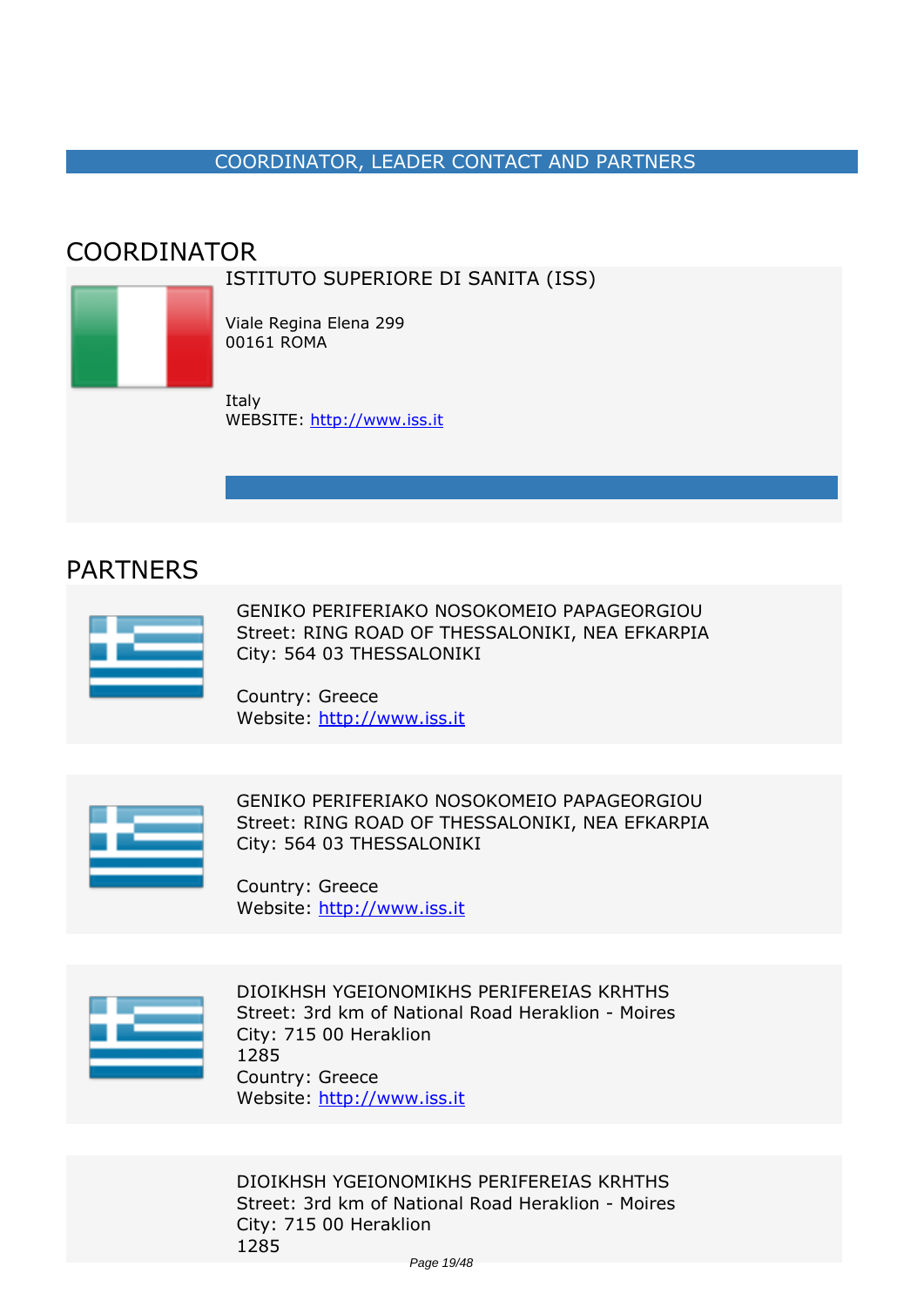## COORDINATOR, LEADER CONTACT AND PARTNERS

## COORDINATOR

ISTITUTO SUPERIORE DI SANITA (ISS)

Viale Regina Elena 299
00161 ROMA

Italy
WEBSITE: http://www.iss.it

## PARTNERS

GENIKO PERIFERIAKO NOSOKOMEIO PAPAGEORGIOU
Street: RING ROAD OF THESSALONIKI, NEA EFKARPIA
City: 564 03 THESSALONIKI

Country: Greece
Website: http://www.iss.it

GENIKO PERIFERIAKO NOSOKOMEIO PAPAGEORGIOU
Street: RING ROAD OF THESSALONIKI, NEA EFKARPIA
City: 564 03 THESSALONIKI

Country: Greece
Website: http://www.iss.it

DIOIKHSH YGEIONOMIKHS PERIFEREIAS KRHTHS
Street: 3rd km of National Road Heraklion - Moires
City: 715 00 Heraklion
1285
Country: Greece
Website: http://www.iss.it

DIOIKHSH YGEIONOMIKHS PERIFEREIAS KRHTHS
Street: 3rd km of National Road Heraklion - Moires
City: 715 00 Heraklion
1285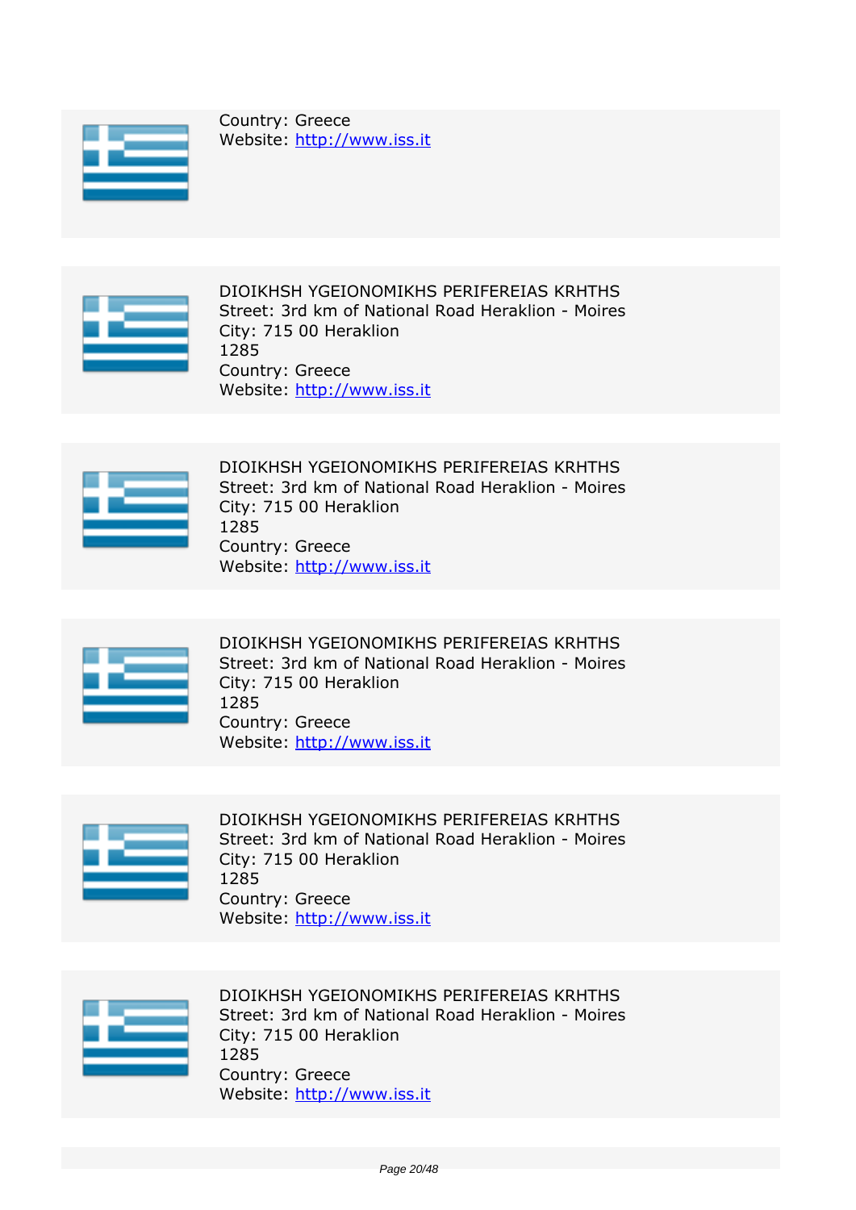Country: Greece
Website: http://www.iss.it

DIOIKHSH YGEIONOMIKHS PERIFEREIAS KRHTHS
Street: 3rd km of National Road Heraklion - Moires
City: 715 00 Heraklion
1285
Country: Greece
Website: http://www.iss.it

DIOIKHSH YGEIONOMIKHS PERIFEREIAS KRHTHS
Street: 3rd km of National Road Heraklion - Moires
City: 715 00 Heraklion
1285
Country: Greece
Website: http://www.iss.it

DIOIKHSH YGEIONOMIKHS PERIFEREIAS KRHTHS
Street: 3rd km of National Road Heraklion - Moires
City: 715 00 Heraklion
1285
Country: Greece
Website: http://www.iss.it

DIOIKHSH YGEIONOMIKHS PERIFEREIAS KRHTHS
Street: 3rd km of National Road Heraklion - Moires
City: 715 00 Heraklion
1285
Country: Greece
Website: http://www.iss.it

DIOIKHSH YGEIONOMIKHS PERIFEREIAS KRHTHS
Street: 3rd km of National Road Heraklion - Moires
City: 715 00 Heraklion
1285
Country: Greece
Website: http://www.iss.it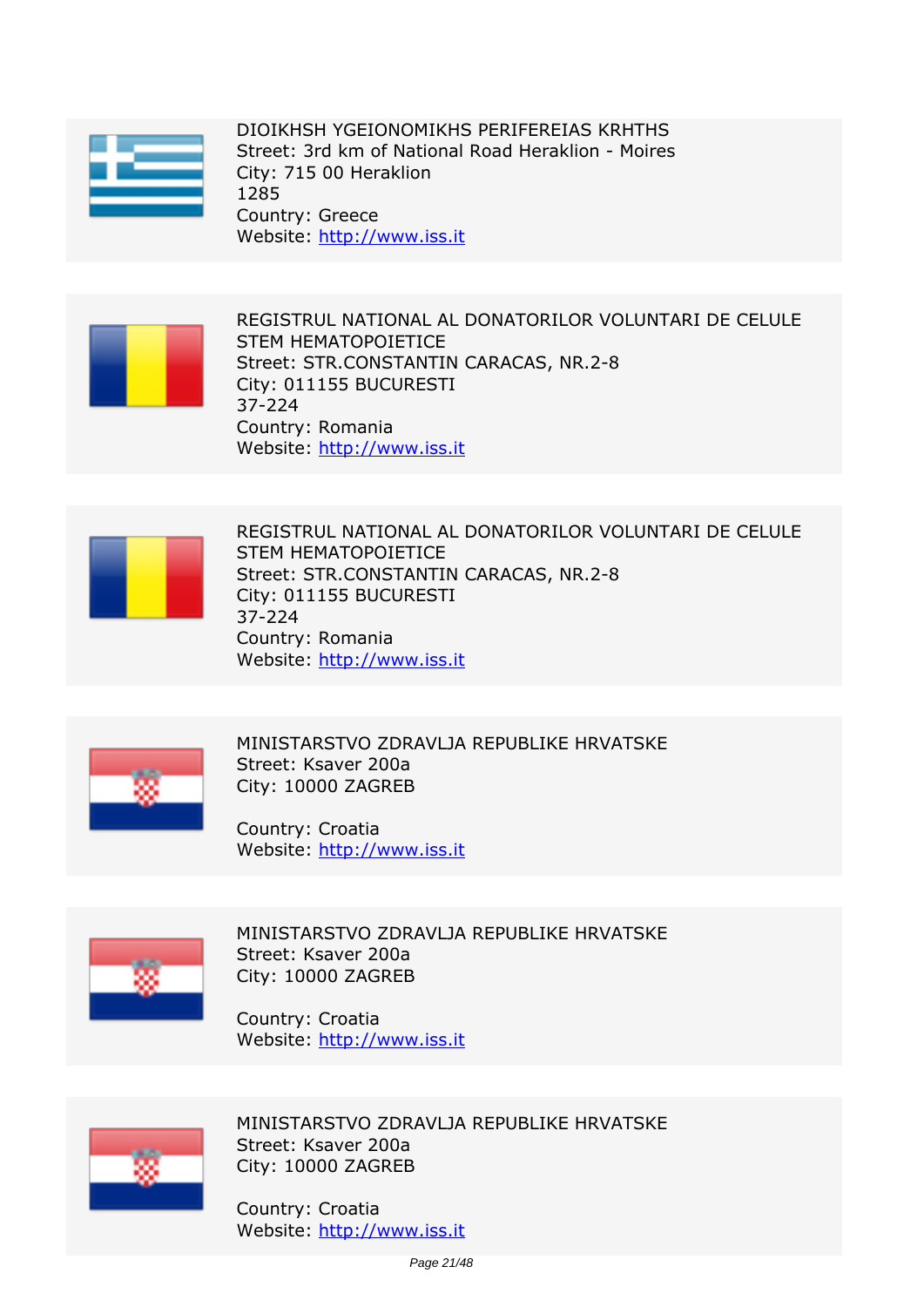DIOIKHSH YGEIONOMIKHS PERIFEREIAS KRHTHS
Street: 3rd km of National Road Heraklion - Moires
City: 715 00 Heraklion
1285
Country: Greece
Website: http://www.iss.it

REGISTRUL NATIONAL AL DONATORILOR VOLUNTARI DE CELULE STEM HEMATOPOIETICE
Street: STR.CONSTANTIN CARACAS, NR.2-8
City: 011155 BUCURESTI
37-224
Country: Romania
Website: http://www.iss.it

REGISTRUL NATIONAL AL DONATORILOR VOLUNTARI DE CELULE STEM HEMATOPOIETICE
Street: STR.CONSTANTIN CARACAS, NR.2-8
City: 011155 BUCURESTI
37-224
Country: Romania
Website: http://www.iss.it

MINISTARSTVO ZDRAVLJA REPUBLIKE HRVATSKE
Street: Ksaver 200a
City: 10000 ZAGREB

Country: Croatia
Website: http://www.iss.it

MINISTARSTVO ZDRAVLJA REPUBLIKE HRVATSKE
Street: Ksaver 200a
City: 10000 ZAGREB

Country: Croatia
Website: http://www.iss.it

MINISTARSTVO ZDRAVLJA REPUBLIKE HRVATSKE
Street: Ksaver 200a
City: 10000 ZAGREB

Country: Croatia
Website: http://www.iss.it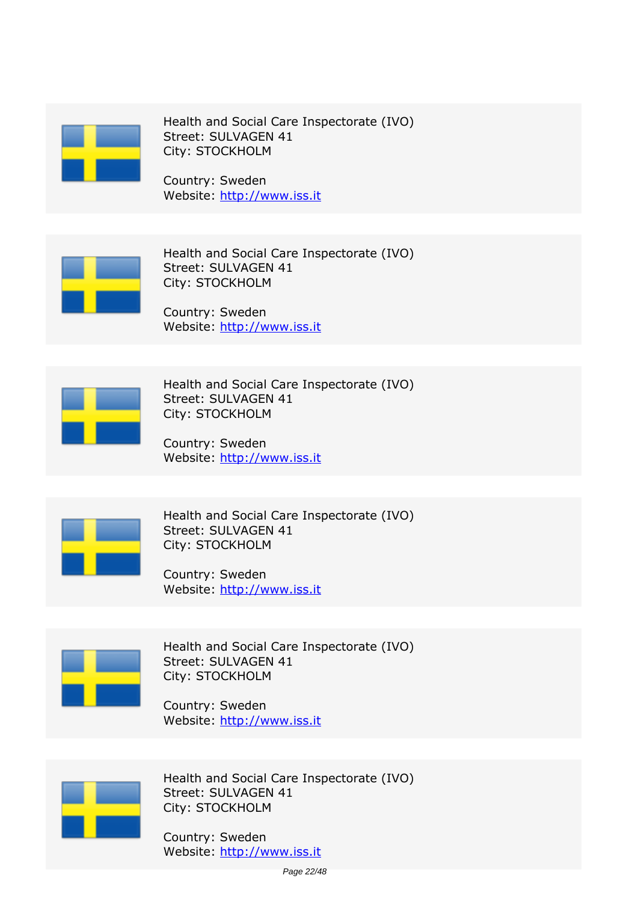Health and Social Care Inspectorate (IVO)
Street: SULVAGEN 41
City: STOCKHOLM

Country: Sweden
Website: http://www.iss.it

Health and Social Care Inspectorate (IVO)
Street: SULVAGEN 41
City: STOCKHOLM

Country: Sweden
Website: http://www.iss.it

Health and Social Care Inspectorate (IVO)
Street: SULVAGEN 41
City: STOCKHOLM

Country: Sweden
Website: http://www.iss.it

Health and Social Care Inspectorate (IVO)
Street: SULVAGEN 41
City: STOCKHOLM

Country: Sweden
Website: http://www.iss.it

Health and Social Care Inspectorate (IVO)
Street: SULVAGEN 41
City: STOCKHOLM

Country: Sweden
Website: http://www.iss.it

Health and Social Care Inspectorate (IVO)
Street: SULVAGEN 41
City: STOCKHOLM

Country: Sweden
Website: http://www.iss.it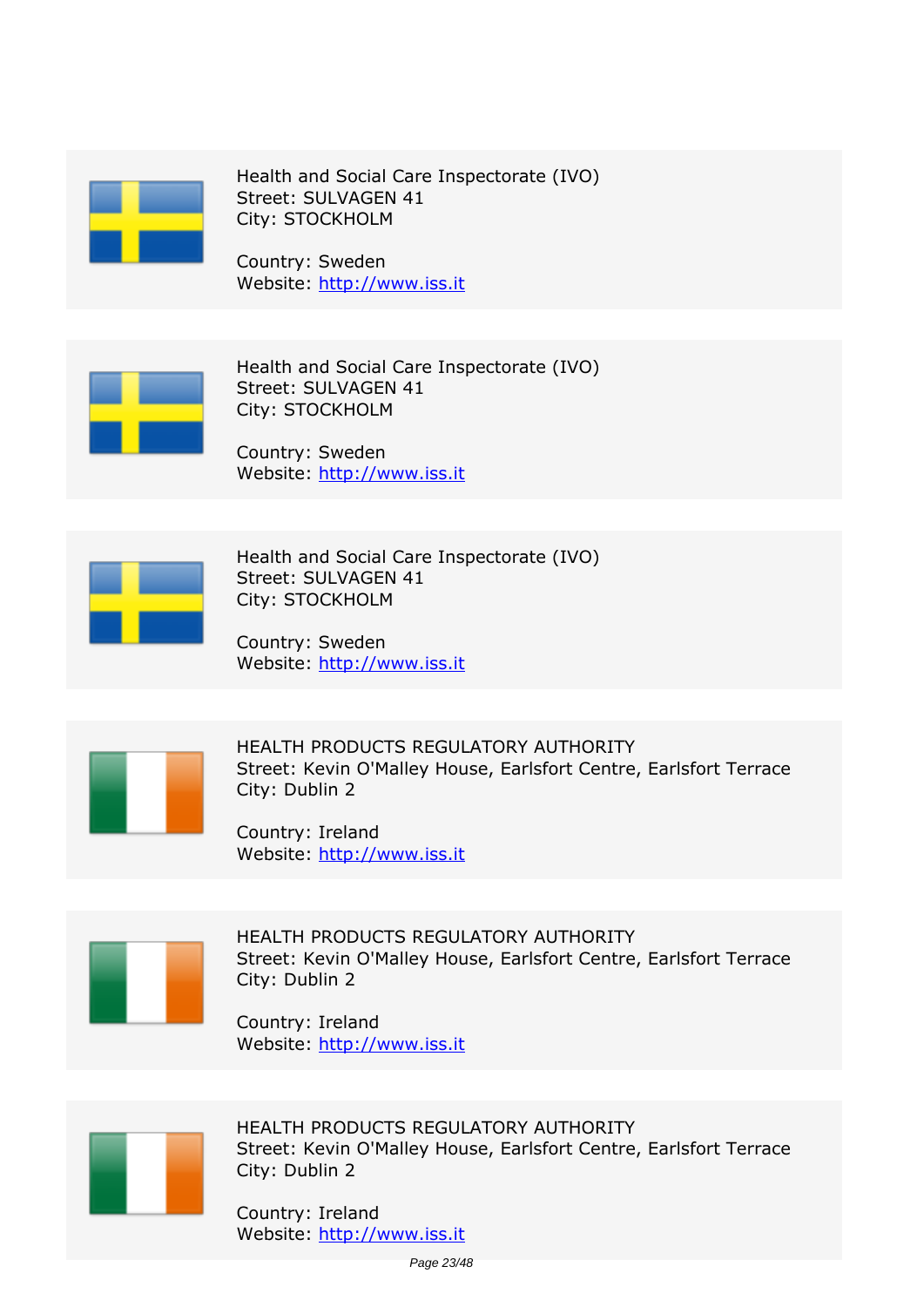Health and Social Care Inspectorate (IVO)
Street: SULVAGEN 41
City: STOCKHOLM

Country: Sweden
Website: http://www.iss.it

Health and Social Care Inspectorate (IVO)
Street: SULVAGEN 41
City: STOCKHOLM

Country: Sweden
Website: http://www.iss.it

Health and Social Care Inspectorate (IVO)
Street: SULVAGEN 41
City: STOCKHOLM

Country: Sweden
Website: http://www.iss.it

HEALTH PRODUCTS REGULATORY AUTHORITY
Street: Kevin O'Malley House, Earlsfort Centre, Earlsfort Terrace
City: Dublin 2

Country: Ireland
Website: http://www.iss.it

HEALTH PRODUCTS REGULATORY AUTHORITY
Street: Kevin O'Malley House, Earlsfort Centre, Earlsfort Terrace
City: Dublin 2

Country: Ireland
Website: http://www.iss.it

HEALTH PRODUCTS REGULATORY AUTHORITY
Street: Kevin O'Malley House, Earlsfort Centre, Earlsfort Terrace
City: Dublin 2

Country: Ireland
Website: http://www.iss.it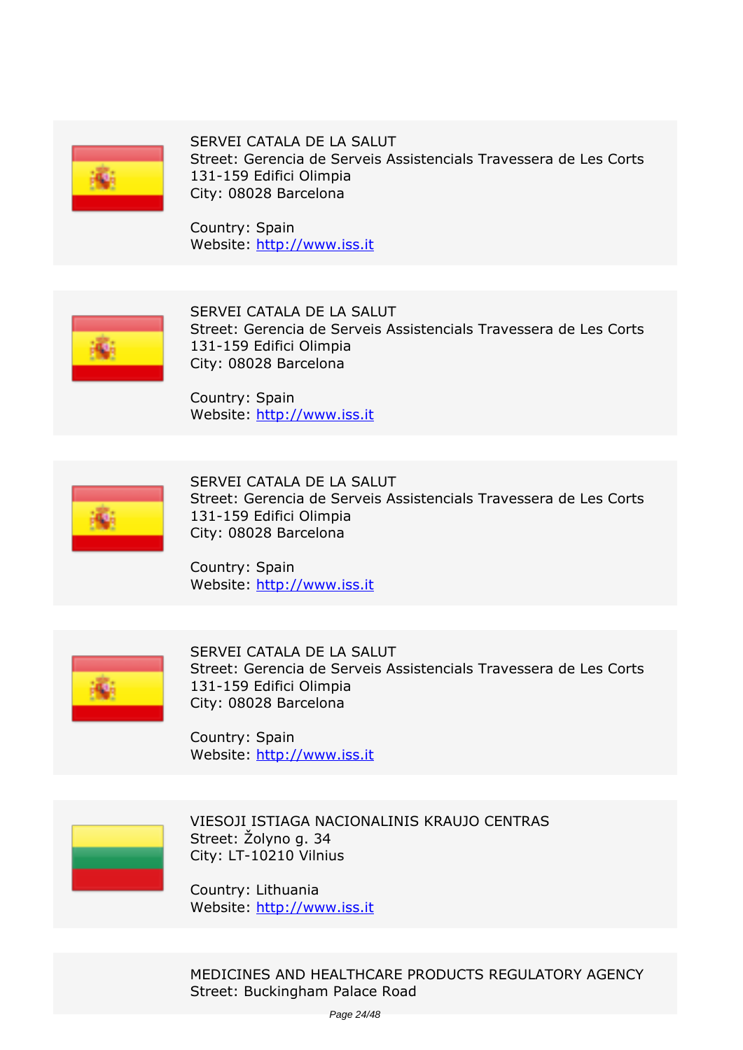SERVEI CATALA DE LA SALUT
Street: Gerencia de Serveis Assistencials Travessera de Les Corts 131-159 Edifici Olimpia
City: 08028 Barcelona

Country: Spain
Website: http://www.iss.it

SERVEI CATALA DE LA SALUT
Street: Gerencia de Serveis Assistencials Travessera de Les Corts 131-159 Edifici Olimpia
City: 08028 Barcelona

Country: Spain
Website: http://www.iss.it

SERVEI CATALA DE LA SALUT
Street: Gerencia de Serveis Assistencials Travessera de Les Corts 131-159 Edifici Olimpia
City: 08028 Barcelona

Country: Spain
Website: http://www.iss.it

SERVEI CATALA DE LA SALUT
Street: Gerencia de Serveis Assistencials Travessera de Les Corts 131-159 Edifici Olimpia
City: 08028 Barcelona

Country: Spain
Website: http://www.iss.it

VIESOJI ISTIAGA NACIONALINIS KRAUJO CENTRAS
Street: Žolyno g. 34
City: LT-10210 Vilnius

Country: Lithuania
Website: http://www.iss.it

MEDICINES AND HEALTHCARE PRODUCTS REGULATORY AGENCY
Street: Buckingham Palace Road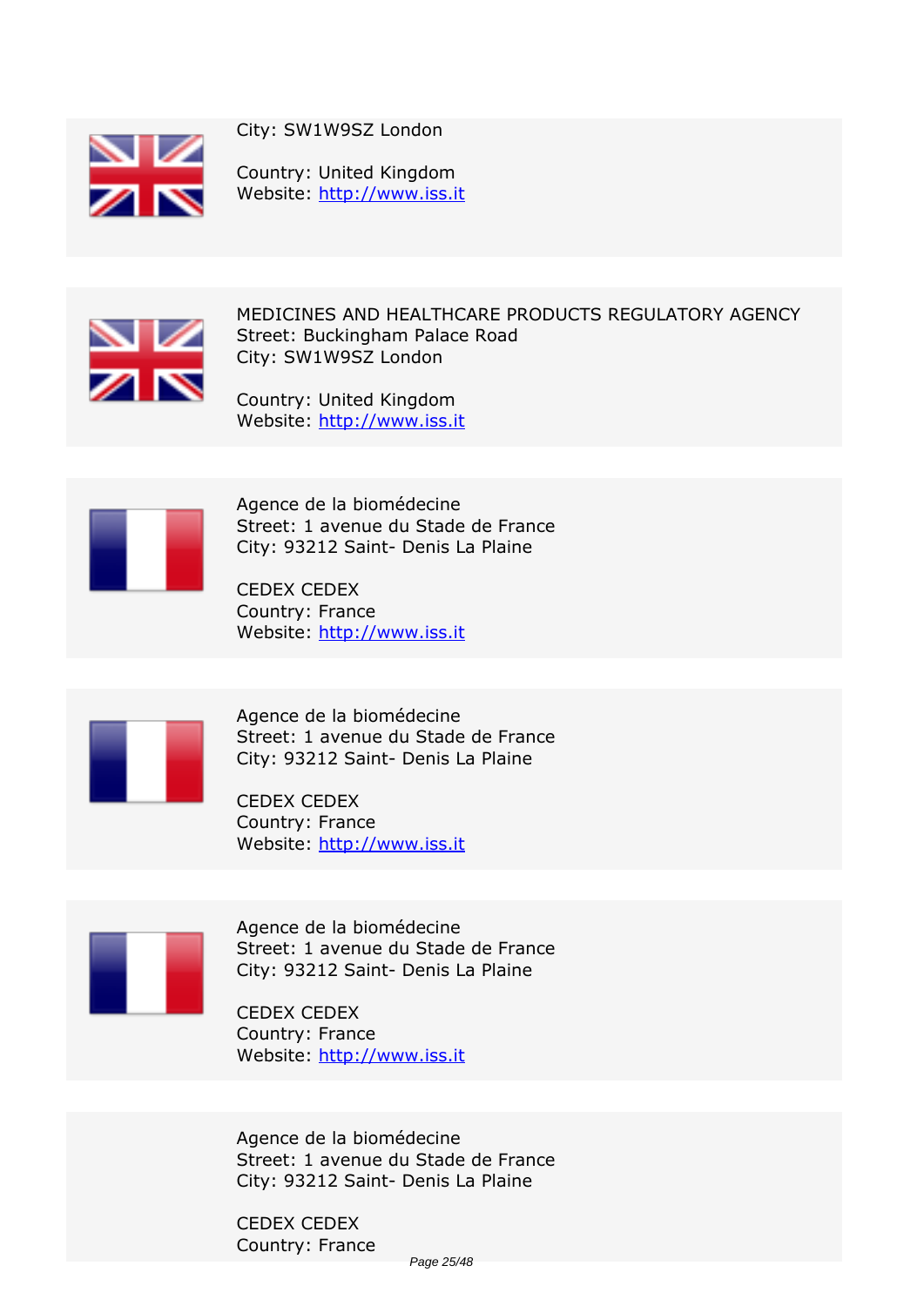City: SW1W9SZ London

Country: United Kingdom
Website: http://www.iss.it

MEDICINES AND HEALTHCARE PRODUCTS REGULATORY AGENCY
Street: Buckingham Palace Road
City: SW1W9SZ London

Country: United Kingdom
Website: http://www.iss.it

Agence de la biomédecine
Street: 1 avenue du Stade de France
City: 93212 Saint- Denis La Plaine

CEDEX CEDEX
Country: France
Website: http://www.iss.it

Agence de la biomédecine
Street: 1 avenue du Stade de France
City: 93212 Saint- Denis La Plaine

CEDEX CEDEX
Country: France
Website: http://www.iss.it

Agence de la biomédecine
Street: 1 avenue du Stade de France
City: 93212 Saint- Denis La Plaine

CEDEX CEDEX
Country: France
Website: http://www.iss.it

Agence de la biomédecine
Street: 1 avenue du Stade de France
City: 93212 Saint- Denis La Plaine

CEDEX CEDEX
Country: France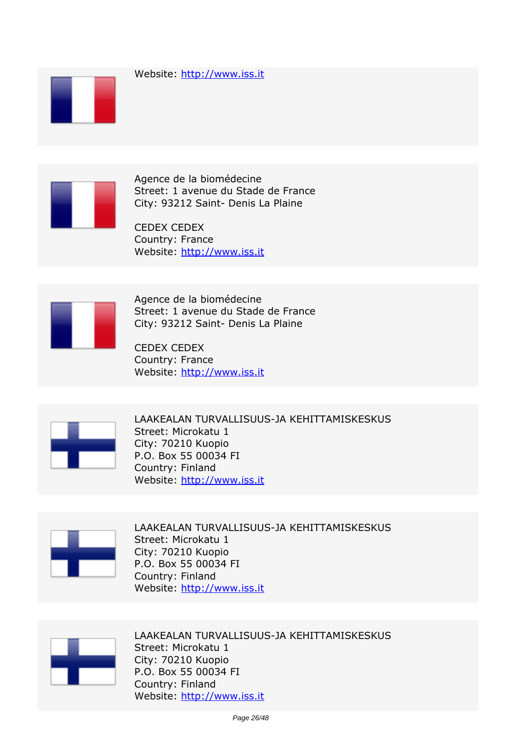Website: http://www.iss.it

Agence de la biomédecine
Street: 1 avenue du Stade de France
City: 93212 Saint- Denis La Plaine

CEDEX CEDEX
Country: France
Website: http://www.iss.it

Agence de la biomédecine
Street: 1 avenue du Stade de France
City: 93212 Saint- Denis La Plaine

CEDEX CEDEX
Country: France
Website: http://www.iss.it

LAAKEALAN TURVALLISUUS-JA KEHITTAMISKESKUS
Street: Microkatu 1
City: 70210 Kuopio
P.O. Box 55 00034 FI
Country: Finland
Website: http://www.iss.it

LAAKEALAN TURVALLISUUS-JA KEHITTAMISKESKUS
Street: Microkatu 1
City: 70210 Kuopio
P.O. Box 55 00034 FI
Country: Finland
Website: http://www.iss.it

LAAKEALAN TURVALLISUUS-JA KEHITTAMISKESKUS
Street: Microkatu 1
City: 70210 Kuopio
P.O. Box 55 00034 FI
Country: Finland
Website: http://www.iss.it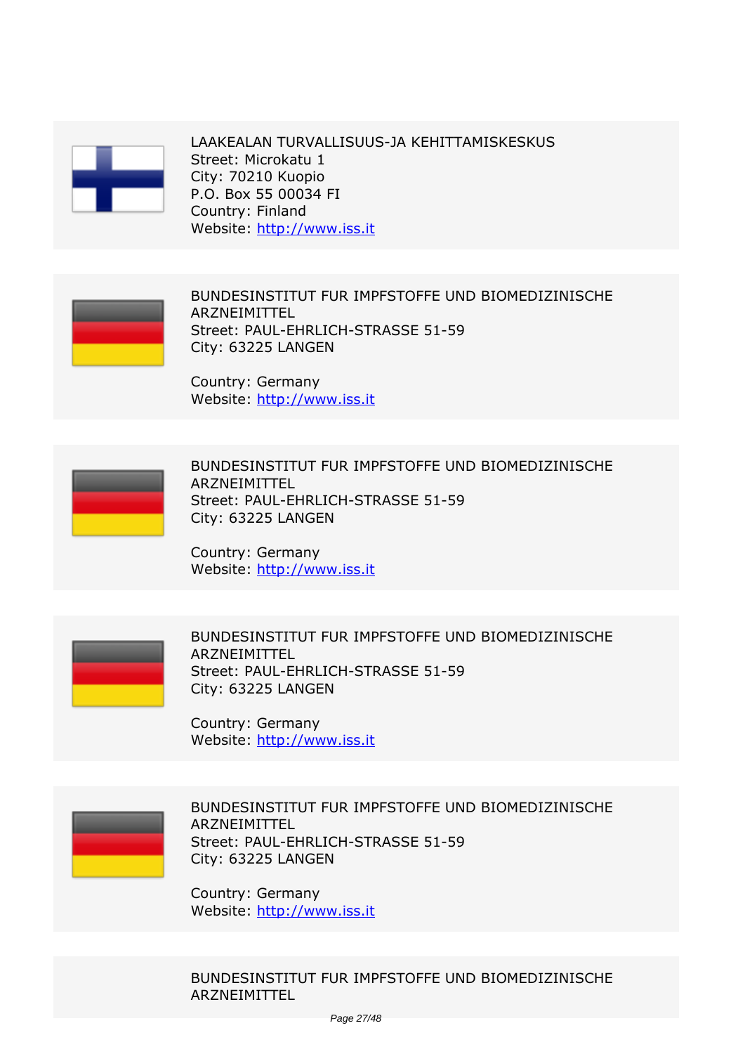LAAKEALAN TURVALLISUUS-JA KEHITTAMISKESKUS
Street: Microkatu 1
City: 70210 Kuopio
P.O. Box 55 00034 FI
Country: Finland
Website: http://www.iss.it

BUNDESINSTITUT FUR IMPFSTOFFE UND BIOMEDIZINISCHE ARZNEIMITTEL
Street: PAUL-EHRLICH-STRASSE 51-59
City: 63225 LANGEN

Country: Germany
Website: http://www.iss.it

BUNDESINSTITUT FUR IMPFSTOFFE UND BIOMEDIZINISCHE ARZNEIMITTEL
Street: PAUL-EHRLICH-STRASSE 51-59
City: 63225 LANGEN

Country: Germany
Website: http://www.iss.it

BUNDESINSTITUT FUR IMPFSTOFFE UND BIOMEDIZINISCHE ARZNEIMITTEL
Street: PAUL-EHRLICH-STRASSE 51-59
City: 63225 LANGEN

Country: Germany
Website: http://www.iss.it

BUNDESINSTITUT FUR IMPFSTOFFE UND BIOMEDIZINISCHE ARZNEIMITTEL
Street: PAUL-EHRLICH-STRASSE 51-59
City: 63225 LANGEN

Country: Germany
Website: http://www.iss.it

BUNDESINSTITUT FUR IMPFSTOFFE UND BIOMEDIZINISCHE ARZNEIMITTEL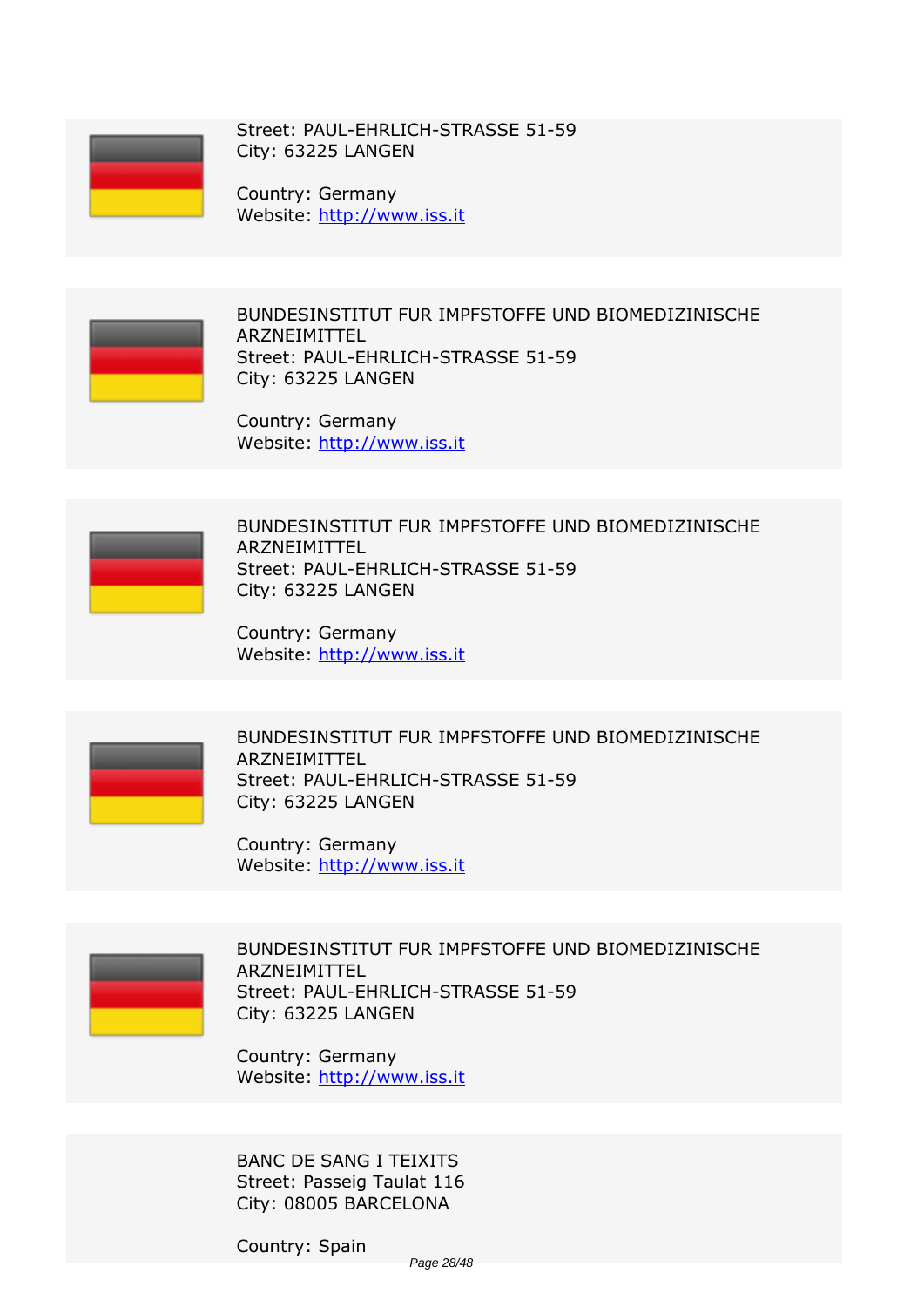Street: PAUL-EHRLICH-STRASSE 51-59
City: 63225 LANGEN

Country: Germany
Website: http://www.iss.it

BUNDESINSTITUT FUR IMPFSTOFFE UND BIOMEDIZINISCHE ARZNEIMITTEL
Street: PAUL-EHRLICH-STRASSE 51-59
City: 63225 LANGEN

Country: Germany
Website: http://www.iss.it

BUNDESINSTITUT FUR IMPFSTOFFE UND BIOMEDIZINISCHE ARZNEIMITTEL
Street: PAUL-EHRLICH-STRASSE 51-59
City: 63225 LANGEN

Country: Germany
Website: http://www.iss.it

BUNDESINSTITUT FUR IMPFSTOFFE UND BIOMEDIZINISCHE ARZNEIMITTEL
Street: PAUL-EHRLICH-STRASSE 51-59
City: 63225 LANGEN

Country: Germany
Website: http://www.iss.it

BUNDESINSTITUT FUR IMPFSTOFFE UND BIOMEDIZINISCHE ARZNEIMITTEL
Street: PAUL-EHRLICH-STRASSE 51-59
City: 63225 LANGEN

Country: Germany
Website: http://www.iss.it

BANC DE SANG I TEIXITS
Street: Passeig Taulat 116
City: 08005 BARCELONA

Country: Spain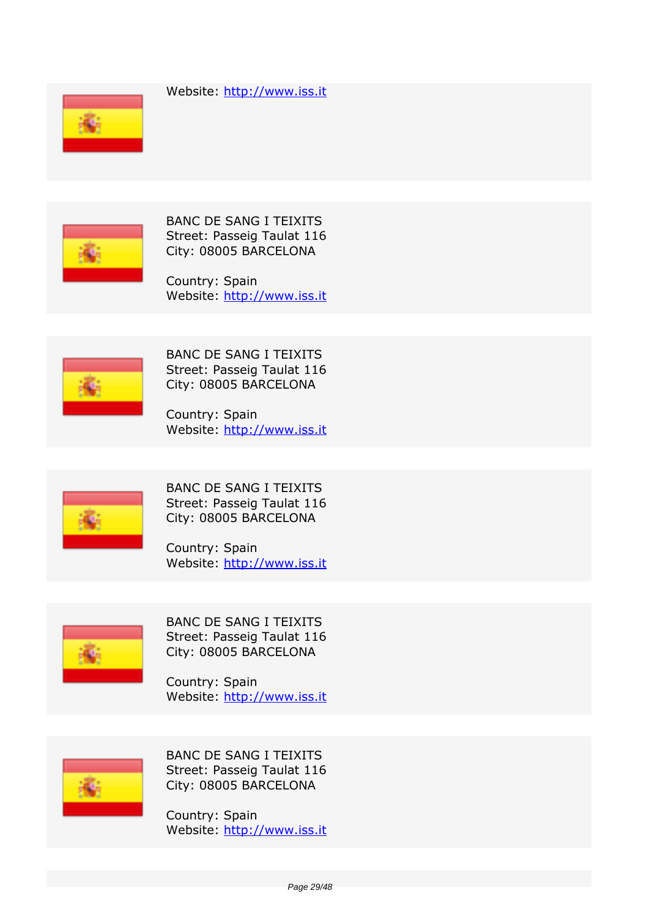Website: http://www.iss.it

BANC DE SANG I TEIXITS
Street: Passeig Taulat 116
City: 08005 BARCELONA

Country: Spain
Website: http://www.iss.it

BANC DE SANG I TEIXITS
Street: Passeig Taulat 116
City: 08005 BARCELONA

Country: Spain
Website: http://www.iss.it

BANC DE SANG I TEIXITS
Street: Passeig Taulat 116
City: 08005 BARCELONA

Country: Spain
Website: http://www.iss.it

BANC DE SANG I TEIXITS
Street: Passeig Taulat 116
City: 08005 BARCELONA

Country: Spain
Website: http://www.iss.it

BANC DE SANG I TEIXITS
Street: Passeig Taulat 116
City: 08005 BARCELONA

Country: Spain
Website: http://www.iss.it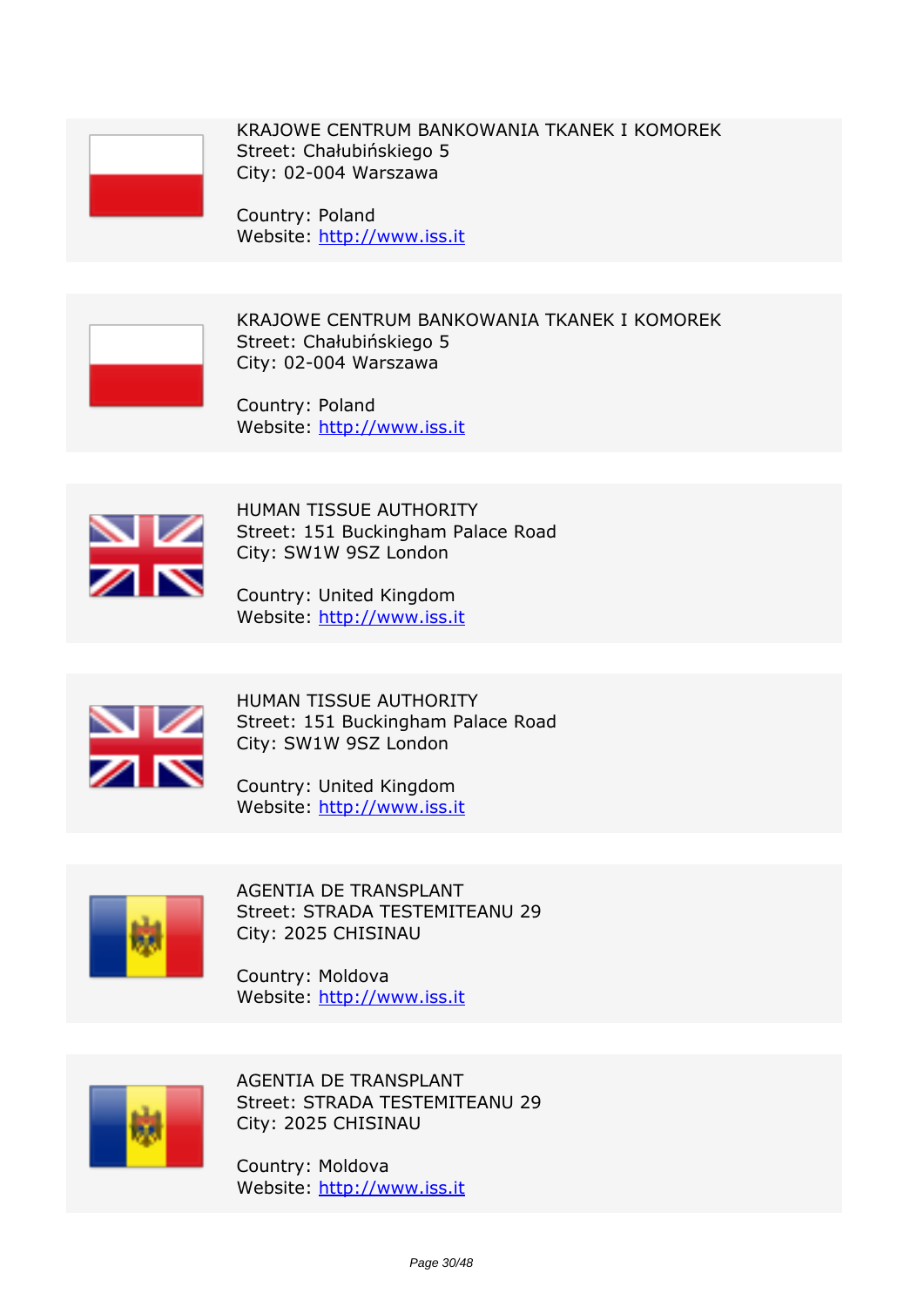KRAJOWE CENTRUM BANKOWANIA TKANEK I KOMOREK
Street: Chałubińskiego 5
City: 02-004 Warszawa

Country: Poland
Website: http://www.iss.it

KRAJOWE CENTRUM BANKOWANIA TKANEK I KOMOREK
Street: Chałubińskiego 5
City: 02-004 Warszawa

Country: Poland
Website: http://www.iss.it

HUMAN TISSUE AUTHORITY
Street: 151 Buckingham Palace Road
City: SW1W 9SZ London

Country: United Kingdom
Website: http://www.iss.it

HUMAN TISSUE AUTHORITY
Street: 151 Buckingham Palace Road
City: SW1W 9SZ London

Country: United Kingdom
Website: http://www.iss.it

AGENTIA DE TRANSPLANT
Street: STRADA TESTEMITEANU 29
City: 2025 CHISINAU

Country: Moldova
Website: http://www.iss.it

AGENTIA DE TRANSPLANT
Street: STRADA TESTEMITEANU 29
City: 2025 CHISINAU

Country: Moldova
Website: http://www.iss.it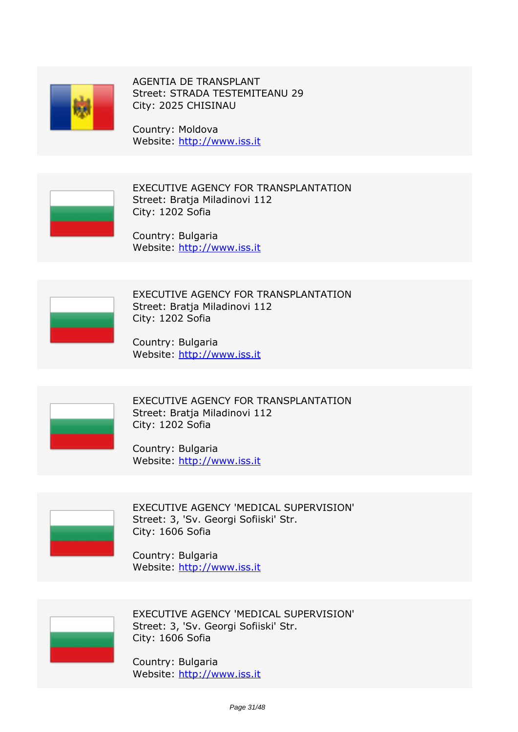AGENTIA DE TRANSPLANT
Street: STRADA TESTEMITEANU 29
City: 2025 CHISINAU

Country: Moldova
Website: http://www.iss.it

---

EXECUTIVE AGENCY FOR TRANSPLANTATION
Street: Bratja Miladinovi 112
City: 1202 Sofia

Country: Bulgaria
Website: http://www.iss.it

---

EXECUTIVE AGENCY FOR TRANSPLANTATION
Street: Bratja Miladinovi 112
City: 1202 Sofia

Country: Bulgaria
Website: http://www.iss.it

---

EXECUTIVE AGENCY FOR TRANSPLANTATION
Street: Bratja Miladinovi 112
City: 1202 Sofia

Country: Bulgaria
Website: http://www.iss.it

---

EXECUTIVE AGENCY 'MEDICAL SUPERVISION'
Street: 3, 'Sv. Georgi Sofiiski' Str.
City: 1606 Sofia

Country: Bulgaria
Website: http://www.iss.it

---

EXECUTIVE AGENCY 'MEDICAL SUPERVISION'
Street: 3, 'Sv. Georgi Sofiiski' Str.
City: 1606 Sofia

Country: Bulgaria
Website: http://www.iss.it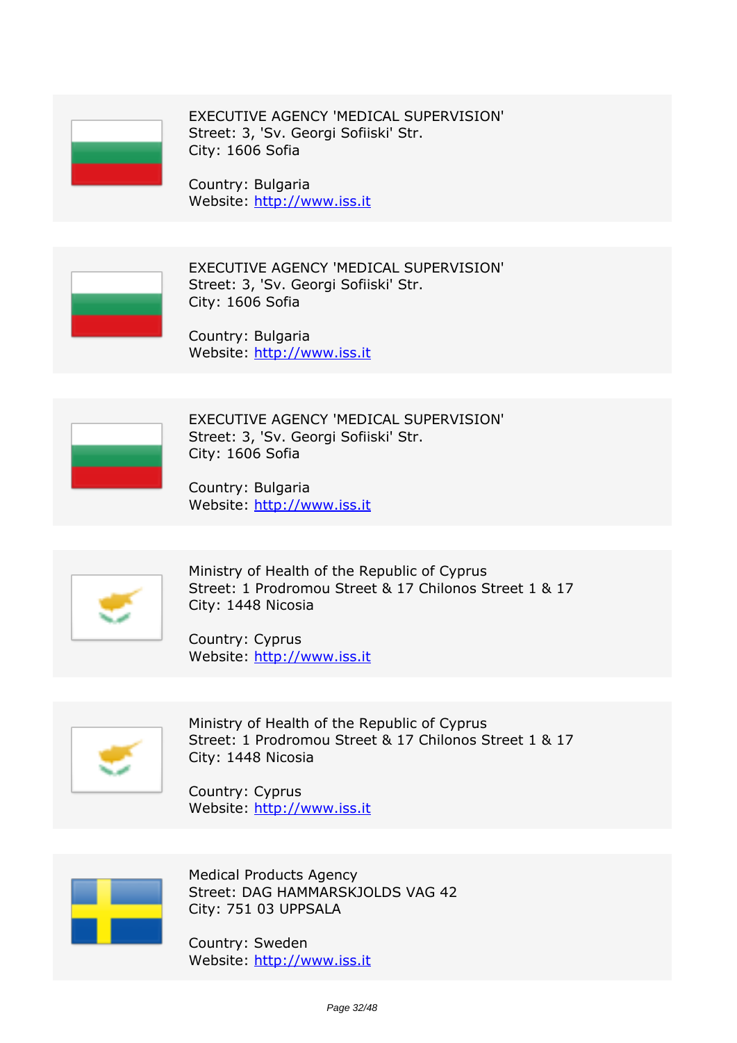EXECUTIVE AGENCY 'MEDICAL SUPERVISION'
Street: 3, 'Sv. Georgi Sofiiski' Str.
City: 1606 Sofia

Country: Bulgaria
Website: http://www.iss.it

---

EXECUTIVE AGENCY 'MEDICAL SUPERVISION'
Street: 3, 'Sv. Georgi Sofiiski' Str.
City: 1606 Sofia

Country: Bulgaria
Website: http://www.iss.it

---

EXECUTIVE AGENCY 'MEDICAL SUPERVISION'
Street: 3, 'Sv. Georgi Sofiiski' Str.
City: 1606 Sofia

Country: Bulgaria
Website: http://www.iss.it

---

Ministry of Health of the Republic of Cyprus
Street: 1 Prodromou Street & 17 Chilonos Street 1 & 17
City: 1448 Nicosia

Country: Cyprus
Website: http://www.iss.it

---

Ministry of Health of the Republic of Cyprus
Street: 1 Prodromou Street & 17 Chilonos Street 1 & 17
City: 1448 Nicosia

Country: Cyprus
Website: http://www.iss.it

---

Medical Products Agency
Street: DAG HAMMARSKJOLDS VAG 42
City: 751 03 UPPSALA

Country: Sweden
Website: http://www.iss.it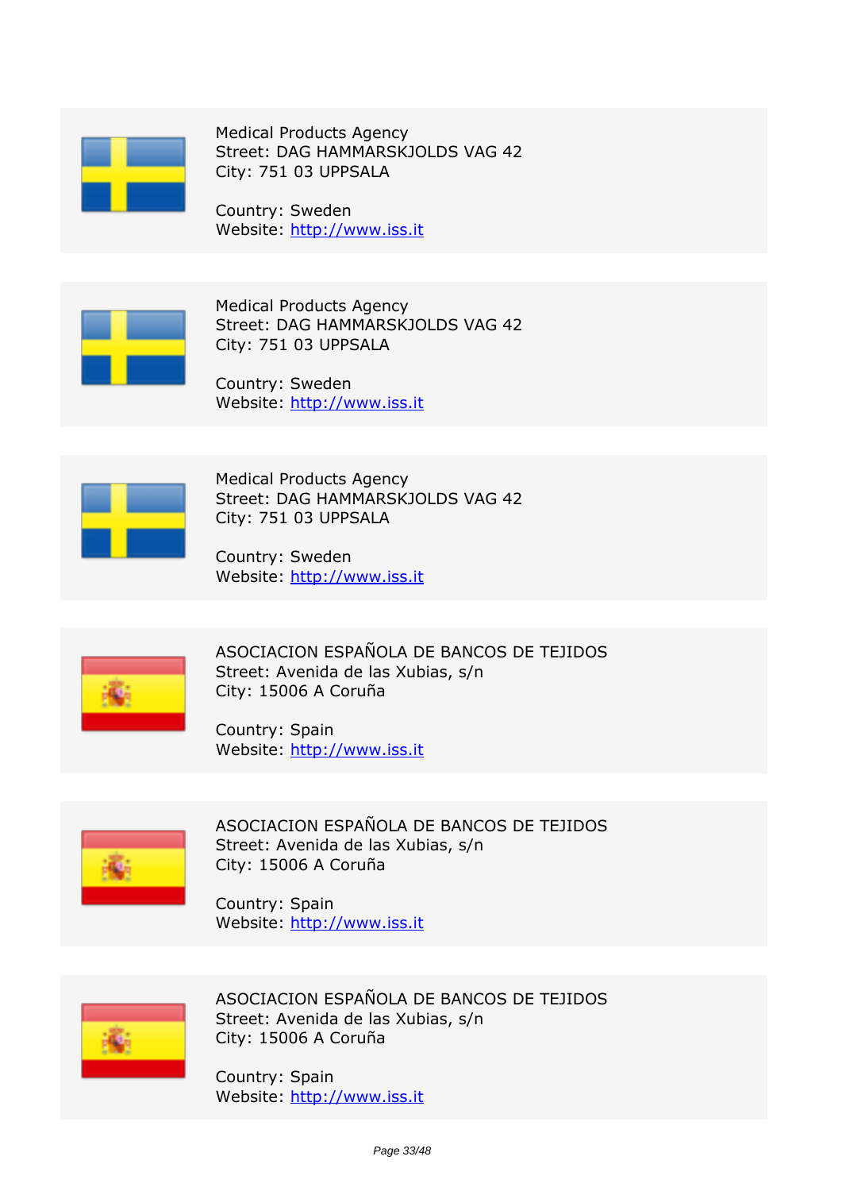Medical Products Agency
Street: DAG HAMMARSKJOLDS VAG 42
City: 751 03 UPPSALA

Country: Sweden
Website: http://www.iss.it

Medical Products Agency
Street: DAG HAMMARSKJOLDS VAG 42
City: 751 03 UPPSALA

Country: Sweden
Website: http://www.iss.it

Medical Products Agency
Street: DAG HAMMARSKJOLDS VAG 42
City: 751 03 UPPSALA

Country: Sweden
Website: http://www.iss.it

ASOCIACION ESPAÑOLA DE BANCOS DE TEJIDOS
Street: Avenida de las Xubias, s/n
City: 15006 A Coruña

Country: Spain
Website: http://www.iss.it

ASOCIACION ESPAÑOLA DE BANCOS DE TEJIDOS
Street: Avenida de las Xubias, s/n
City: 15006 A Coruña

Country: Spain
Website: http://www.iss.it

ASOCIACION ESPAÑOLA DE BANCOS DE TEJIDOS
Street: Avenida de las Xubias, s/n
City: 15006 A Coruña

Country: Spain
Website: http://www.iss.it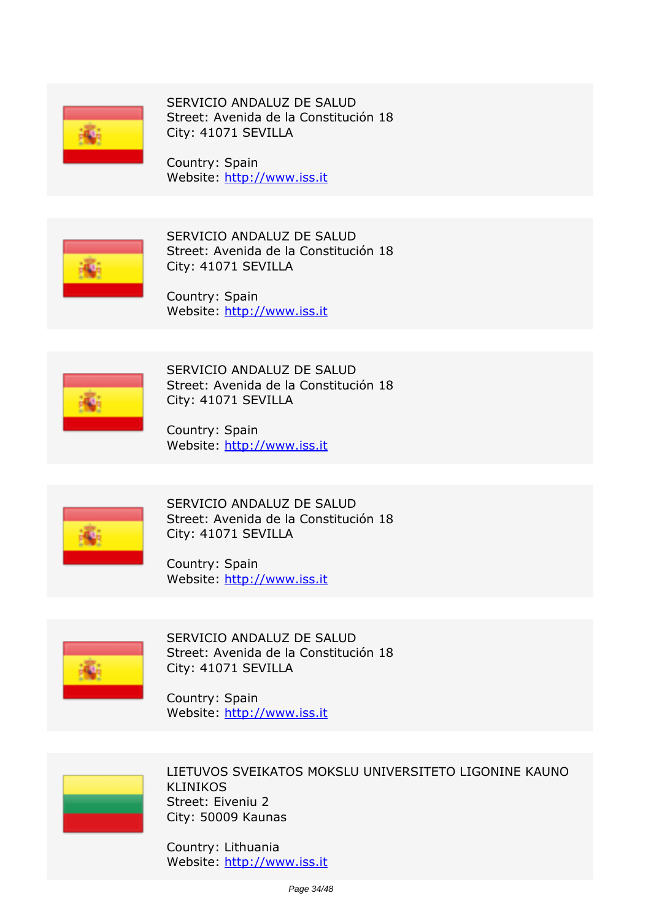SERVICIO ANDALUZ DE SALUD
Street: Avenida de la Constitución 18
City: 41071 SEVILLA

Country: Spain
Website: http://www.iss.it

SERVICIO ANDALUZ DE SALUD
Street: Avenida de la Constitución 18
City: 41071 SEVILLA

Country: Spain
Website: http://www.iss.it

SERVICIO ANDALUZ DE SALUD
Street: Avenida de la Constitución 18
City: 41071 SEVILLA

Country: Spain
Website: http://www.iss.it

SERVICIO ANDALUZ DE SALUD
Street: Avenida de la Constitución 18
City: 41071 SEVILLA

Country: Spain
Website: http://www.iss.it

SERVICIO ANDALUZ DE SALUD
Street: Avenida de la Constitución 18
City: 41071 SEVILLA

Country: Spain
Website: http://www.iss.it

LIETUVOS SVEIKATOS MOKSLU UNIVERSITETO LIGONINE KAUNO KLINIKOS
Street: Eiveniu 2
City: 50009 Kaunas

Country: Lithuania
Website: http://www.iss.it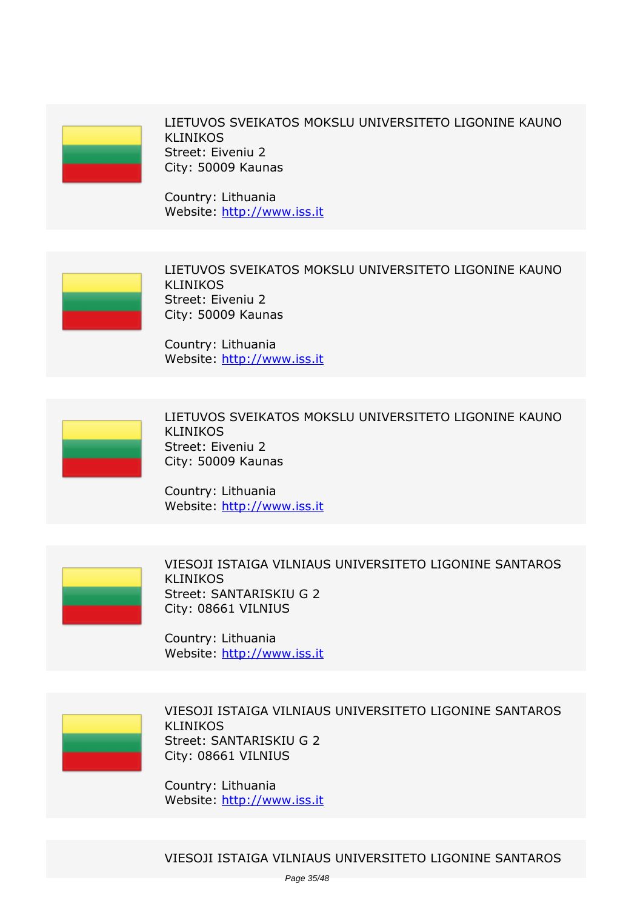LIETUVOS SVEIKATOS MOKSLU UNIVERSITETO LIGONINE KAUNO KLINIKOS
Street: Eiveniu 2
City: 50009 Kaunas

Country: Lithuania
Website: http://www.iss.it

LIETUVOS SVEIKATOS MOKSLU UNIVERSITETO LIGONINE KAUNO KLINIKOS
Street: Eiveniu 2
City: 50009 Kaunas

Country: Lithuania
Website: http://www.iss.it

LIETUVOS SVEIKATOS MOKSLU UNIVERSITETO LIGONINE KAUNO KLINIKOS
Street: Eiveniu 2
City: 50009 Kaunas

Country: Lithuania
Website: http://www.iss.it

VIESOJI ISTAIGA VILNIAUS UNIVERSITETO LIGONINE SANTAROS KLINIKOS
Street: SANTARISKIU G 2
City: 08661 VILNIUS

Country: Lithuania
Website: http://www.iss.it

VIESOJI ISTAIGA VILNIAUS UNIVERSITETO LIGONINE SANTAROS KLINIKOS
Street: SANTARISKIU G 2
City: 08661 VILNIUS

Country: Lithuania
Website: http://www.iss.it

VIESOJI ISTAIGA VILNIAUS UNIVERSITETO LIGONINE SANTAROS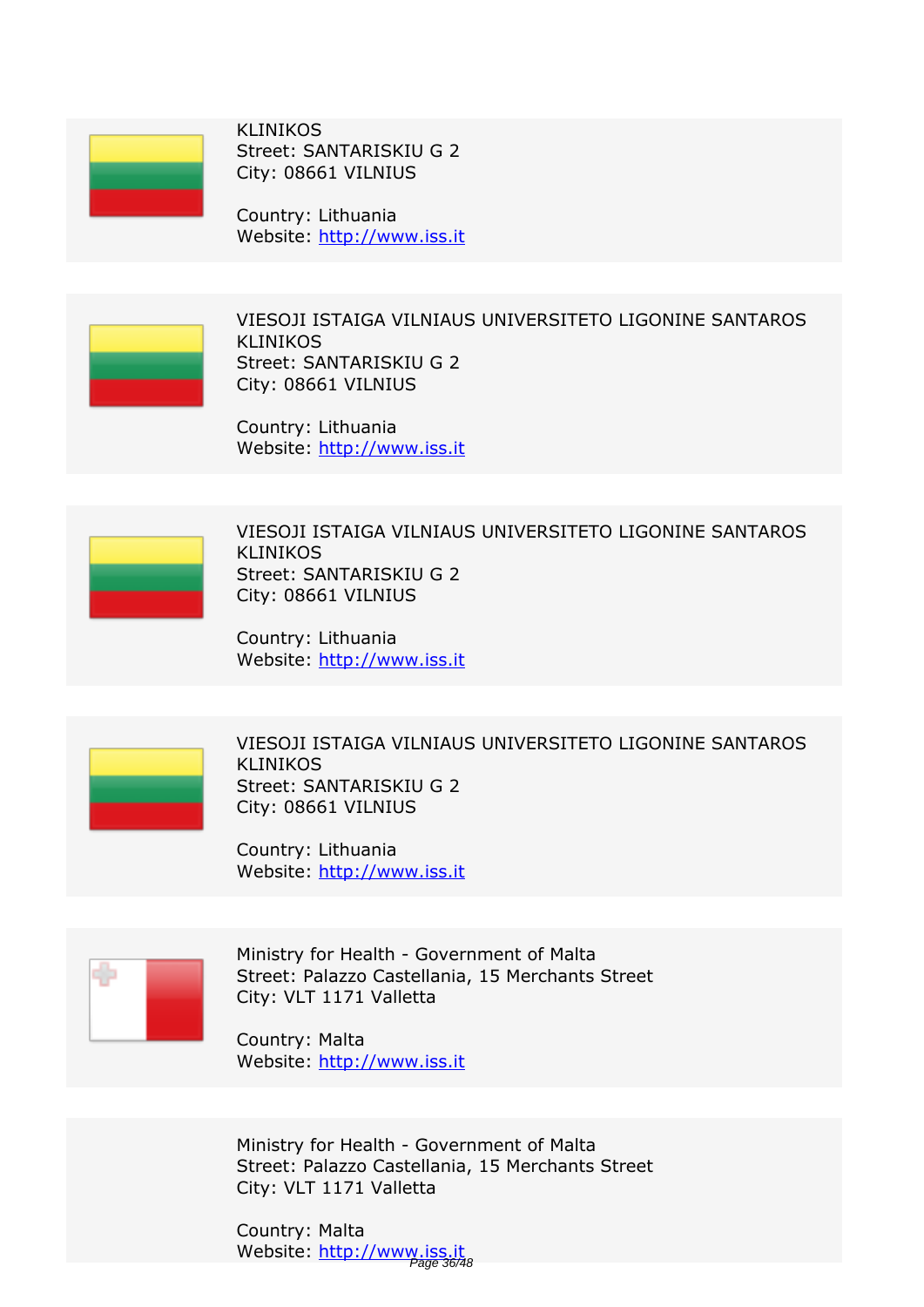KLINIKOS
Street: SANTARISKIU G 2
City: 08661 VILNIUS

Country: Lithuania
Website: http://www.iss.it

VIESOJI ISTAIGA VILNIAUS UNIVERSITETO LIGONINE SANTAROS KLINIKOS
Street: SANTARISKIU G 2
City: 08661 VILNIUS

Country: Lithuania
Website: http://www.iss.it

VIESOJI ISTAIGA VILNIAUS UNIVERSITETO LIGONINE SANTAROS KLINIKOS
Street: SANTARISKIU G 2
City: 08661 VILNIUS

Country: Lithuania
Website: http://www.iss.it

VIESOJI ISTAIGA VILNIAUS UNIVERSITETO LIGONINE SANTAROS KLINIKOS
Street: SANTARISKIU G 2
City: 08661 VILNIUS

Country: Lithuania
Website: http://www.iss.it

Ministry for Health - Government of Malta
Street: Palazzo Castellania, 15 Merchants Street
City: VLT 1171 Valletta

Country: Malta
Website: http://www.iss.it

Ministry for Health - Government of Malta
Street: Palazzo Castellania, 15 Merchants Street
City: VLT 1171 Valletta

Country: Malta
Website: http://www.iss.it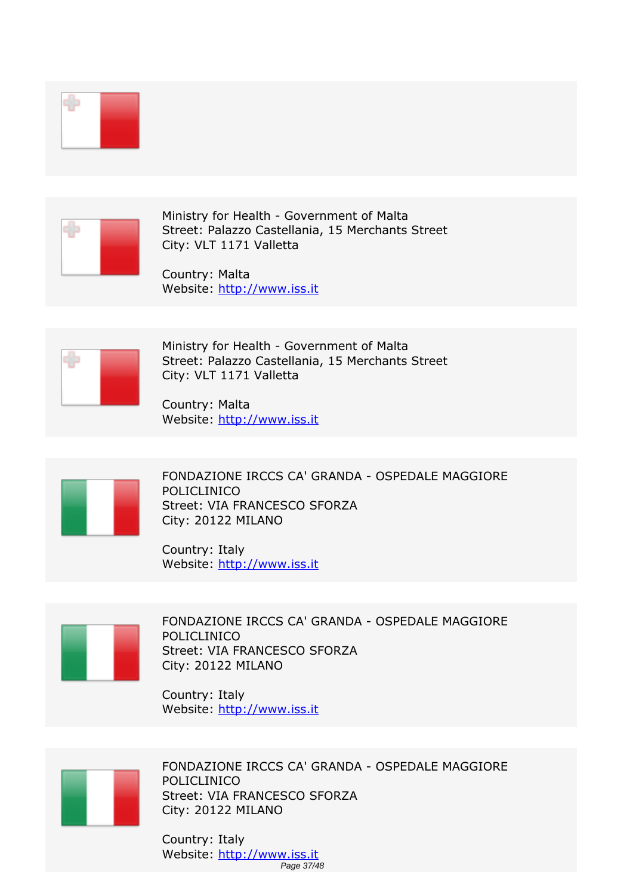Ministry for Health - Government of Malta
Street: Palazzo Castellania, 15 Merchants Street
City: VLT 1171 Valletta

Country: Malta
Website: http://www.iss.it

Ministry for Health - Government of Malta
Street: Palazzo Castellania, 15 Merchants Street
City: VLT 1171 Valletta

Country: Malta
Website: http://www.iss.it

FONDAZIONE IRCCS CA' GRANDA - OSPEDALE MAGGIORE POLICLINICO
Street: VIA FRANCESCO SFORZA
City: 20122 MILANO

Country: Italy
Website: http://www.iss.it

FONDAZIONE IRCCS CA' GRANDA - OSPEDALE MAGGIORE POLICLINICO
Street: VIA FRANCESCO SFORZA
City: 20122 MILANO

Country: Italy
Website: http://www.iss.it

FONDAZIONE IRCCS CA' GRANDA - OSPEDALE MAGGIORE POLICLINICO
Street: VIA FRANCESCO SFORZA
City: 20122 MILANO

Country: Italy
Website: http://www.iss.it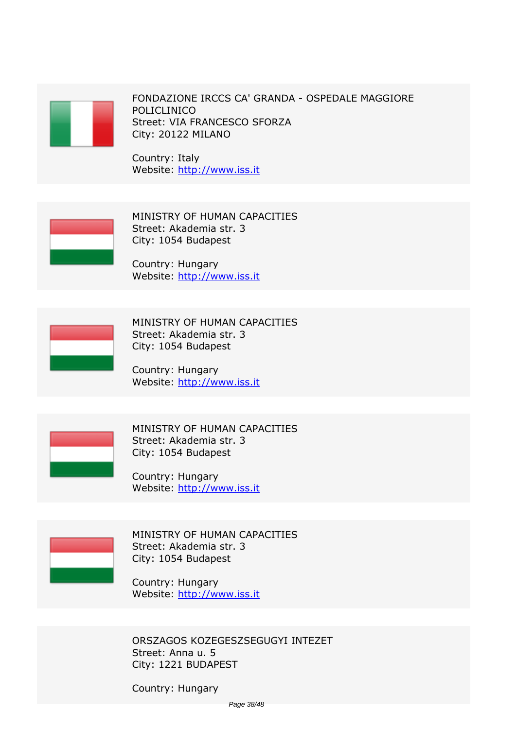FONDAZIONE IRCCS CA' GRANDA - OSPEDALE MAGGIORE POLICLINICO
Street: VIA FRANCESCO SFORZA
City: 20122 MILANO

Country: Italy
Website: [http://www.iss.it](http://www.iss.it)

MINISTRY OF HUMAN CAPACITIES
Street: Akademia str. 3
City: 1054 Budapest

Country: Hungary
Website: [http://www.iss.it](http://www.iss.it)

MINISTRY OF HUMAN CAPACITIES
Street: Akademia str. 3
City: 1054 Budapest

Country: Hungary
Website: [http://www.iss.it](http://www.iss.it)

MINISTRY OF HUMAN CAPACITIES
Street: Akademia str. 3
City: 1054 Budapest

Country: Hungary
Website: [http://www.iss.it](http://www.iss.it)

MINISTRY OF HUMAN CAPACITIES
Street: Akademia str. 3
City: 1054 Budapest

Country: Hungary
Website: [http://www.iss.it](http://www.iss.it)

ORSZAGOS KOZEGESZSEGUGYI INTEZET
Street: Anna u. 5
City: 1221 BUDAPEST

Country: Hungary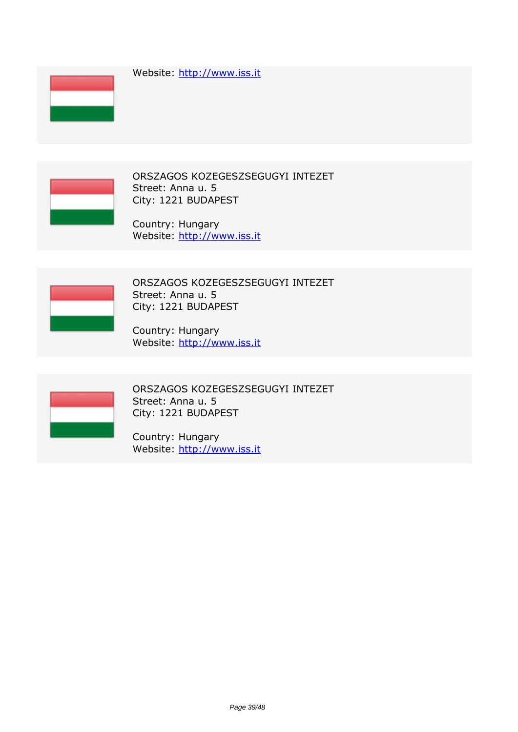Website: http://www.iss.it

ORSZAGOS KOZEGESZSEGUGYI INTEZET
Street: Anna u. 5
City: 1221 BUDAPEST

Country: Hungary
Website: http://www.iss.it

ORSZAGOS KOZEGESZSEGUGYI INTEZET
Street: Anna u. 5
City: 1221 BUDAPEST

Country: Hungary
Website: http://www.iss.it

ORSZAGOS KOZEGESZSEGUGYI INTEZET
Street: Anna u. 5
City: 1221 BUDAPEST

Country: Hungary
Website: http://www.iss.it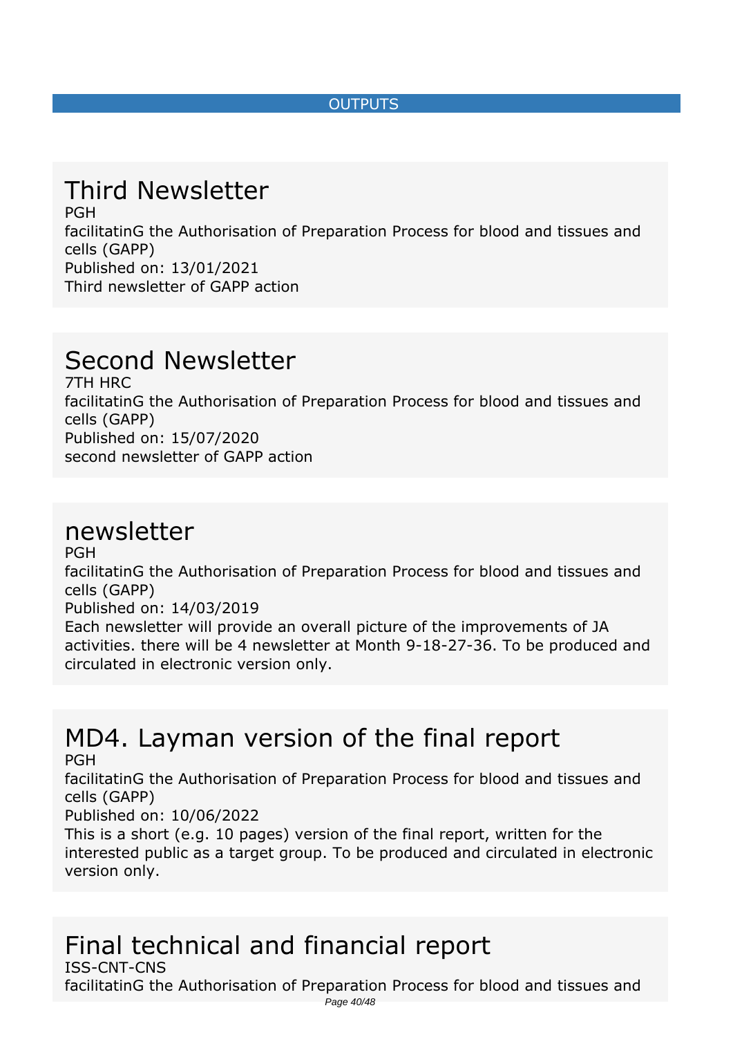OUTPUTS

# Third Newsletter

PGH

facilitatinG the Authorisation of Preparation Process for blood and tissues and cells (GAPP)

Published on: 13/01/2021

Third newsletter of GAPP action

# Second Newsletter

7TH HRC

facilitatinG the Authorisation of Preparation Process for blood and tissues and cells (GAPP)

Published on: 15/07/2020

second newsletter of GAPP action

# newsletter

PGH

facilitatinG the Authorisation of Preparation Process for blood and tissues and cells (GAPP)

Published on: 14/03/2019

Each newsletter will provide an overall picture of the improvements of JA activities. there will be 4 newsletter at Month 9-18-27-36. To be produced and circulated in electronic version only.

# MD4. Layman version of the final report

PGH

facilitatinG the Authorisation of Preparation Process for blood and tissues and cells (GAPP)

Published on: 10/06/2022

This is a short (e.g. 10 pages) version of the final report, written for the interested public as a target group. To be produced and circulated in electronic version only.

# Final technical and financial report

ISS-CNT-CNS

facilitatinG the Authorisation of Preparation Process for blood and tissues and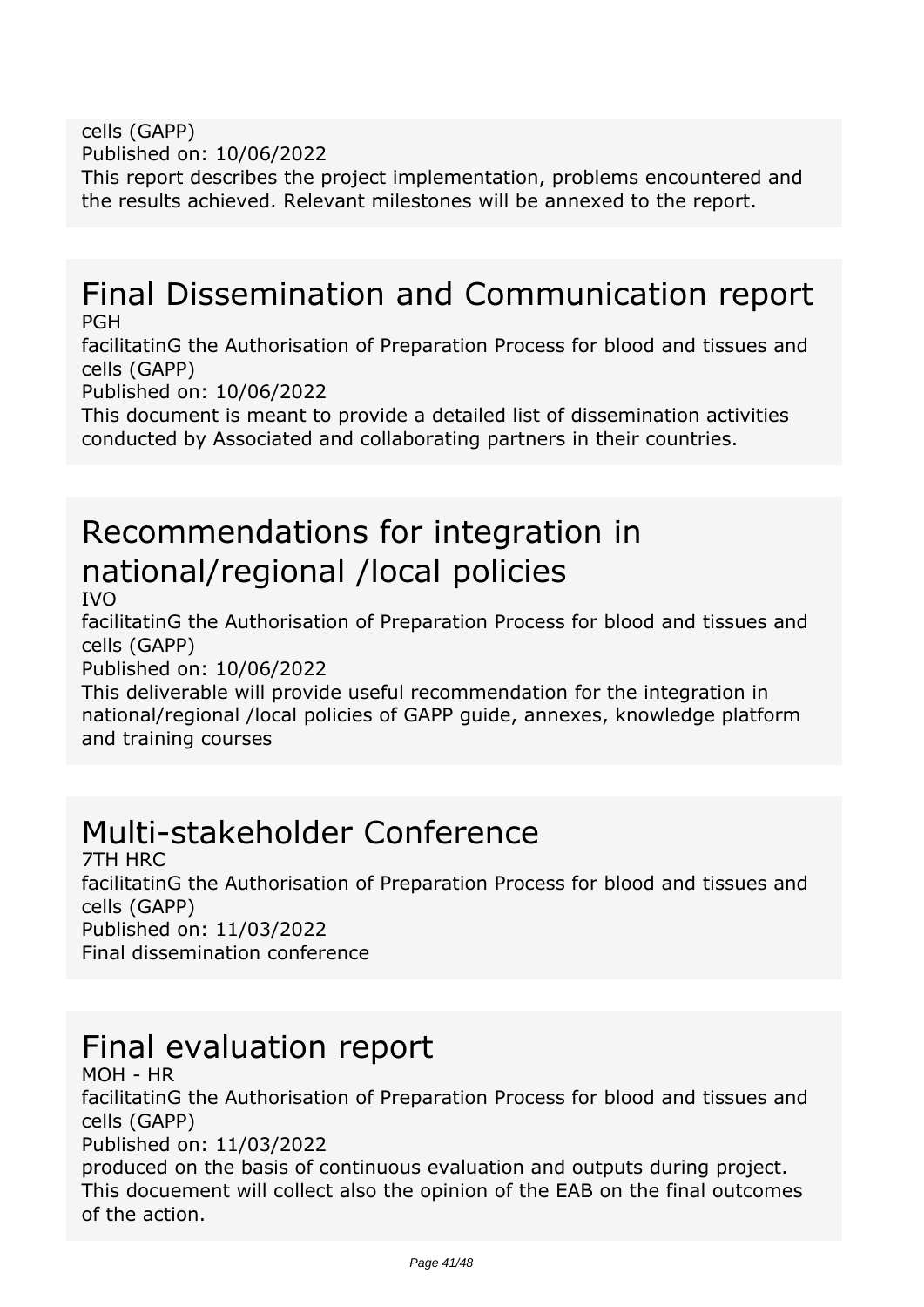cells (GAPP)
Published on: 10/06/2022
This report describes the project implementation, problems encountered and the results achieved. Relevant milestones will be annexed to the report.

# Final Dissemination and Communication report

PGH
facilitatinG the Authorisation of Preparation Process for blood and tissues and cells (GAPP)
Published on: 10/06/2022
This document is meant to provide a detailed list of dissemination activities conducted by Associated and collaborating partners in their countries.

# Recommendations for integration in national/regional /local policies

IVO
facilitatinG the Authorisation of Preparation Process for blood and tissues and cells (GAPP)
Published on: 10/06/2022
This deliverable will provide useful recommendation for the integration in national/regional /local policies of GAPP guide, annexes, knowledge platform and training courses

# Multi-stakeholder Conference

7TH HRC
facilitatinG the Authorisation of Preparation Process for blood and tissues and cells (GAPP)
Published on: 11/03/2022
Final dissemination conference

# Final evaluation report

MOH - HR
facilitatinG the Authorisation of Preparation Process for blood and tissues and cells (GAPP)
Published on: 11/03/2022
produced on the basis of continuous evaluation and outputs during project. This docuement will collect also the opinion of the EAB on the final outcomes of the action.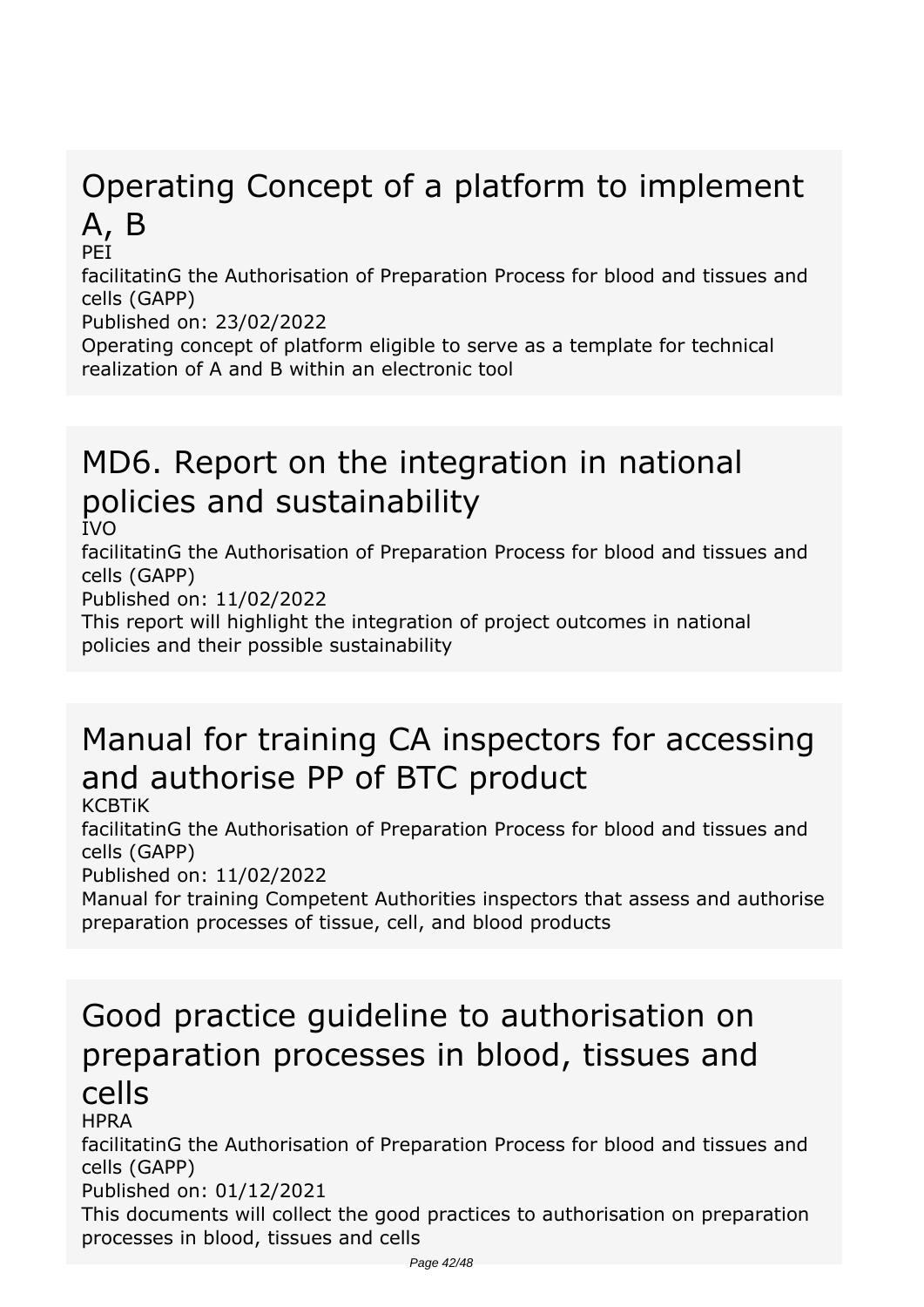## Operating Concept of a platform to implement A, B

PEI

facilitatinG the Authorisation of Preparation Process for blood and tissues and cells (GAPP)

Published on: 23/02/2022

Operating concept of platform eligible to serve as a template for technical realization of A and B within an electronic tool

## MD6. Report on the integration in national policies and sustainability

IVO

facilitatinG the Authorisation of Preparation Process for blood and tissues and cells (GAPP)

Published on: 11/02/2022

This report will highlight the integration of project outcomes in national policies and their possible sustainability

## Manual for training CA inspectors for accessing and authorise PP of BTC product

KCBTiK

facilitatinG the Authorisation of Preparation Process for blood and tissues and cells (GAPP)

Published on: 11/02/2022

Manual for training Competent Authorities inspectors that assess and authorise preparation processes of tissue, cell, and blood products

## Good practice guideline to authorisation on preparation processes in blood, tissues and cells

HPRA

facilitatinG the Authorisation of Preparation Process for blood and tissues and cells (GAPP)

Published on: 01/12/2021

This documents will collect the good practices to authorisation on preparation processes in blood, tissues and cells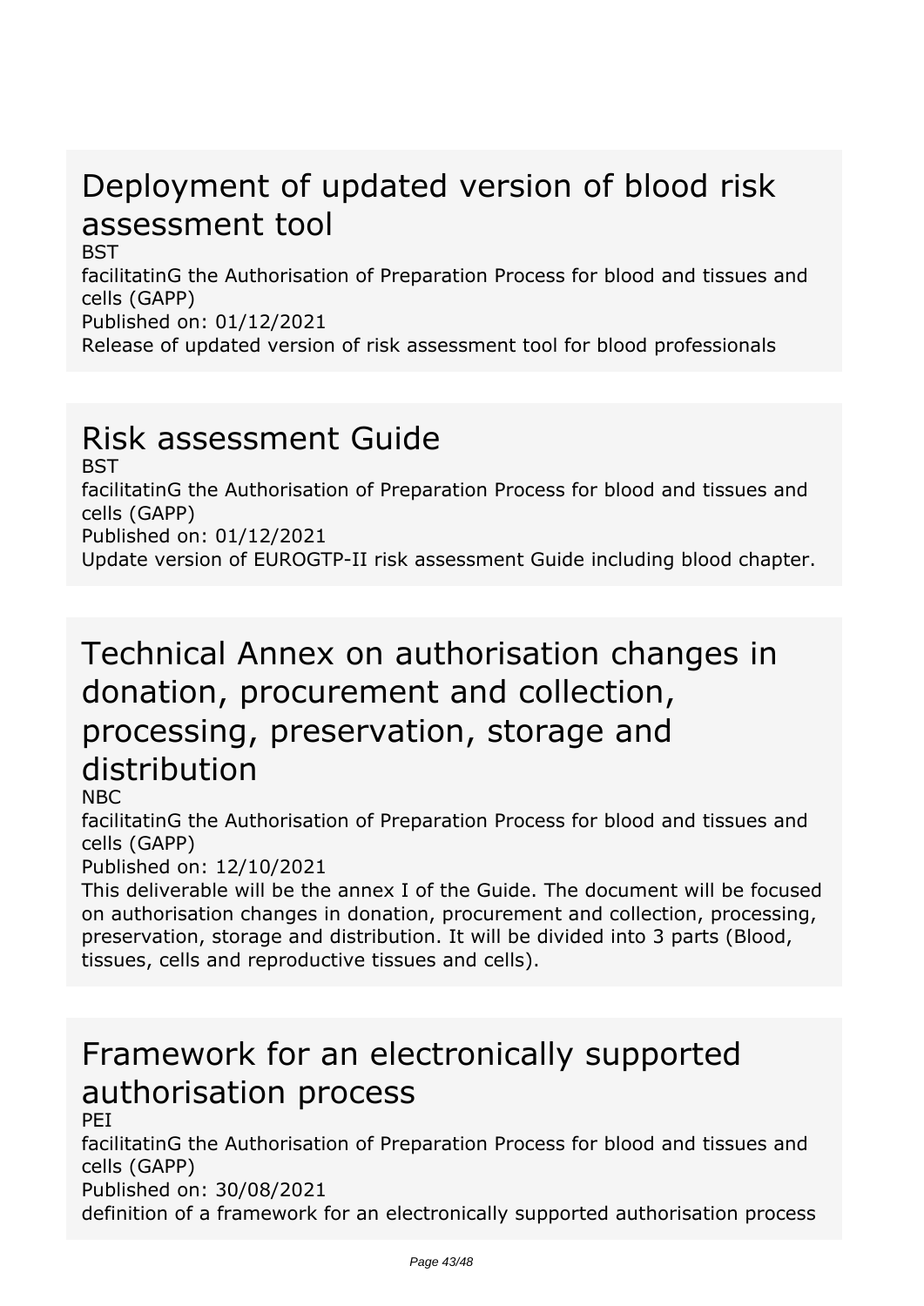## Deployment of updated version of blood risk assessment tool

BST

facilitatinG the Authorisation of Preparation Process for blood and tissues and cells (GAPP)

Published on: 01/12/2021

Release of updated version of risk assessment tool for blood professionals

## Risk assessment Guide

BST

facilitatinG the Authorisation of Preparation Process for blood and tissues and cells (GAPP)

Published on: 01/12/2021

Update version of EUROGTP-II risk assessment Guide including blood chapter.

## Technical Annex on authorisation changes in donation, procurement and collection, processing, preservation, storage and distribution

NBC

facilitatinG the Authorisation of Preparation Process for blood and tissues and cells (GAPP)

Published on: 12/10/2021

This deliverable will be the annex I of the Guide. The document will be focused on authorisation changes in donation, procurement and collection, processing, preservation, storage and distribution. It will be divided into 3 parts (Blood, tissues, cells and reproductive tissues and cells).

## Framework for an electronically supported authorisation process

PEI

facilitatinG the Authorisation of Preparation Process for blood and tissues and cells (GAPP)

Published on: 30/08/2021

definition of a framework for an electronically supported authorisation process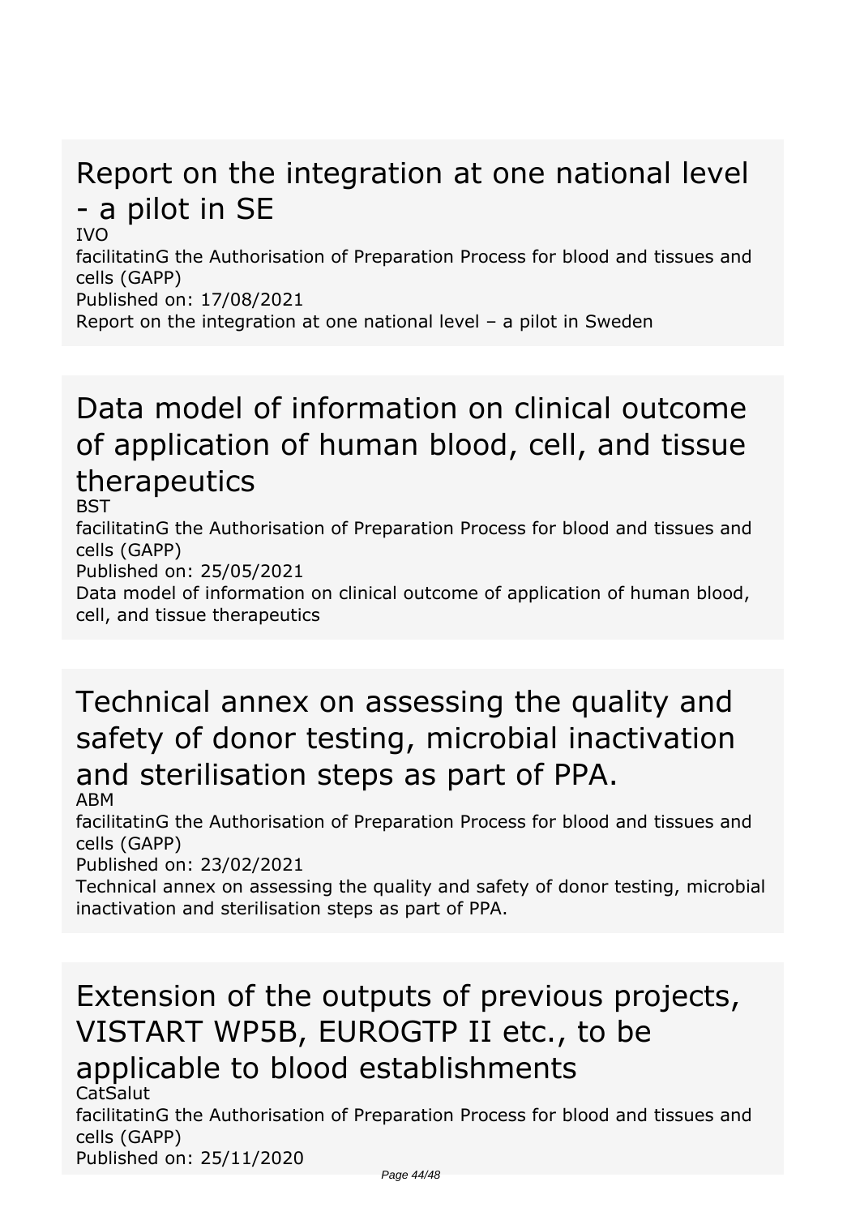## Report on the integration at one national level - a pilot in SE

IVO

facilitatinG the Authorisation of Preparation Process for blood and tissues and cells (GAPP)

Published on: 17/08/2021

Report on the integration at one national level – a pilot in Sweden

## Data model of information on clinical outcome of application of human blood, cell, and tissue therapeutics

BST

facilitatinG the Authorisation of Preparation Process for blood and tissues and cells (GAPP)

Published on: 25/05/2021

Data model of information on clinical outcome of application of human blood, cell, and tissue therapeutics

## Technical annex on assessing the quality and safety of donor testing, microbial inactivation and sterilisation steps as part of PPA.

ABM

facilitatinG the Authorisation of Preparation Process for blood and tissues and cells (GAPP)

Published on: 23/02/2021

Technical annex on assessing the quality and safety of donor testing, microbial inactivation and sterilisation steps as part of PPA.

## Extension of the outputs of previous projects, VISTART WP5B, EUROGTP II etc., to be applicable to blood establishments

CatSalut

facilitatinG the Authorisation of Preparation Process for blood and tissues and cells (GAPP)

Published on: 25/11/2020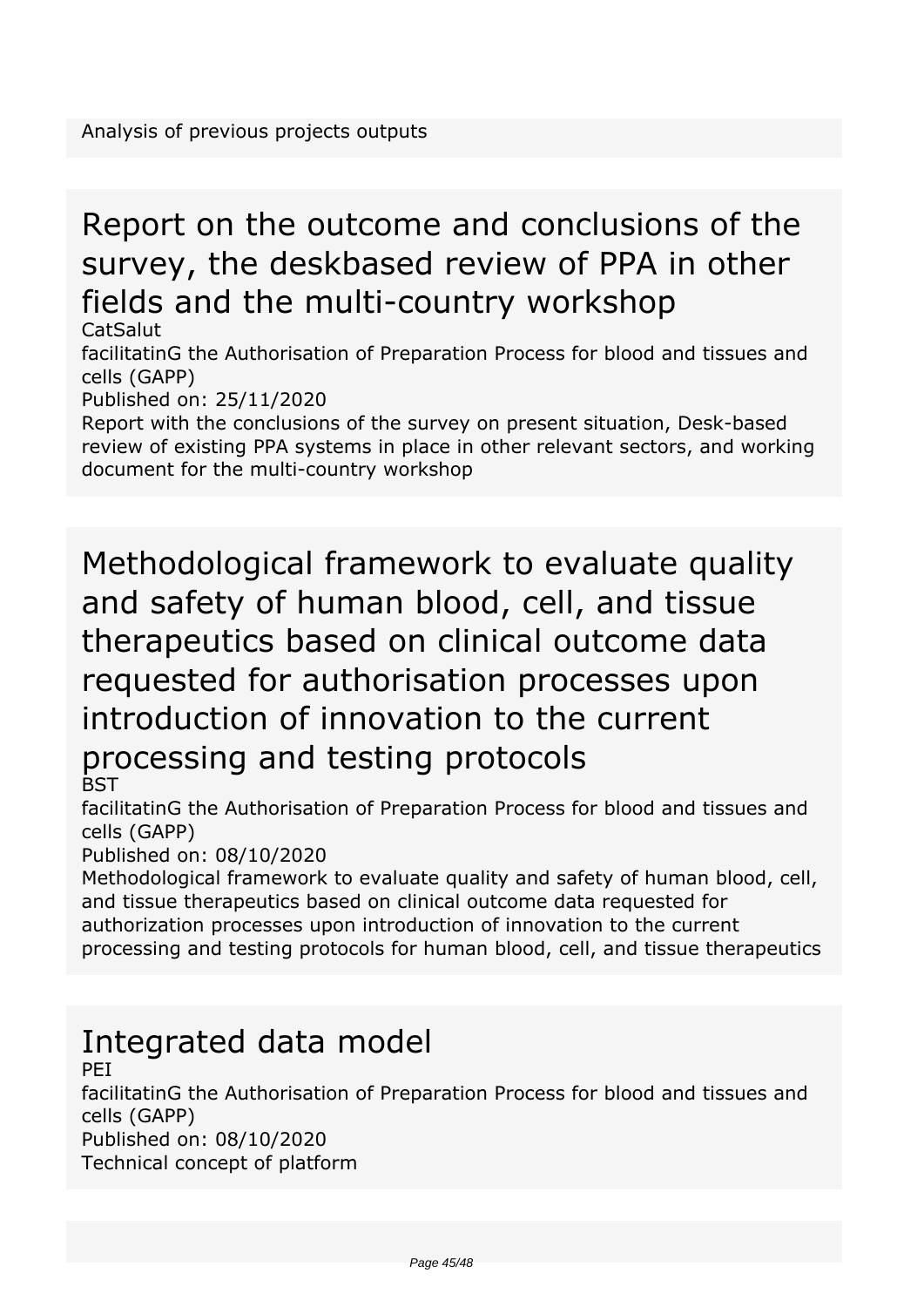Analysis of previous projects outputs

## Report on the outcome and conclusions of the survey, the deskbased review of PPA in other fields and the multi-country workshop

CatSalut

facilitatinG the Authorisation of Preparation Process for blood and tissues and cells (GAPP)

Published on: 25/11/2020

Report with the conclusions of the survey on present situation, Desk-based review of existing PPA systems in place in other relevant sectors, and working document for the multi-country workshop

## Methodological framework to evaluate quality and safety of human blood, cell, and tissue therapeutics based on clinical outcome data requested for authorisation processes upon introduction of innovation to the current processing and testing protocols

BST

facilitatinG the Authorisation of Preparation Process for blood and tissues and cells (GAPP)

Published on: 08/10/2020

Methodological framework to evaluate quality and safety of human blood, cell, and tissue therapeutics based on clinical outcome data requested for authorization processes upon introduction of innovation to the current processing and testing protocols for human blood, cell, and tissue therapeutics

## Integrated data model

PEI

facilitatinG the Authorisation of Preparation Process for blood and tissues and cells (GAPP)

Published on: 08/10/2020

Technical concept of platform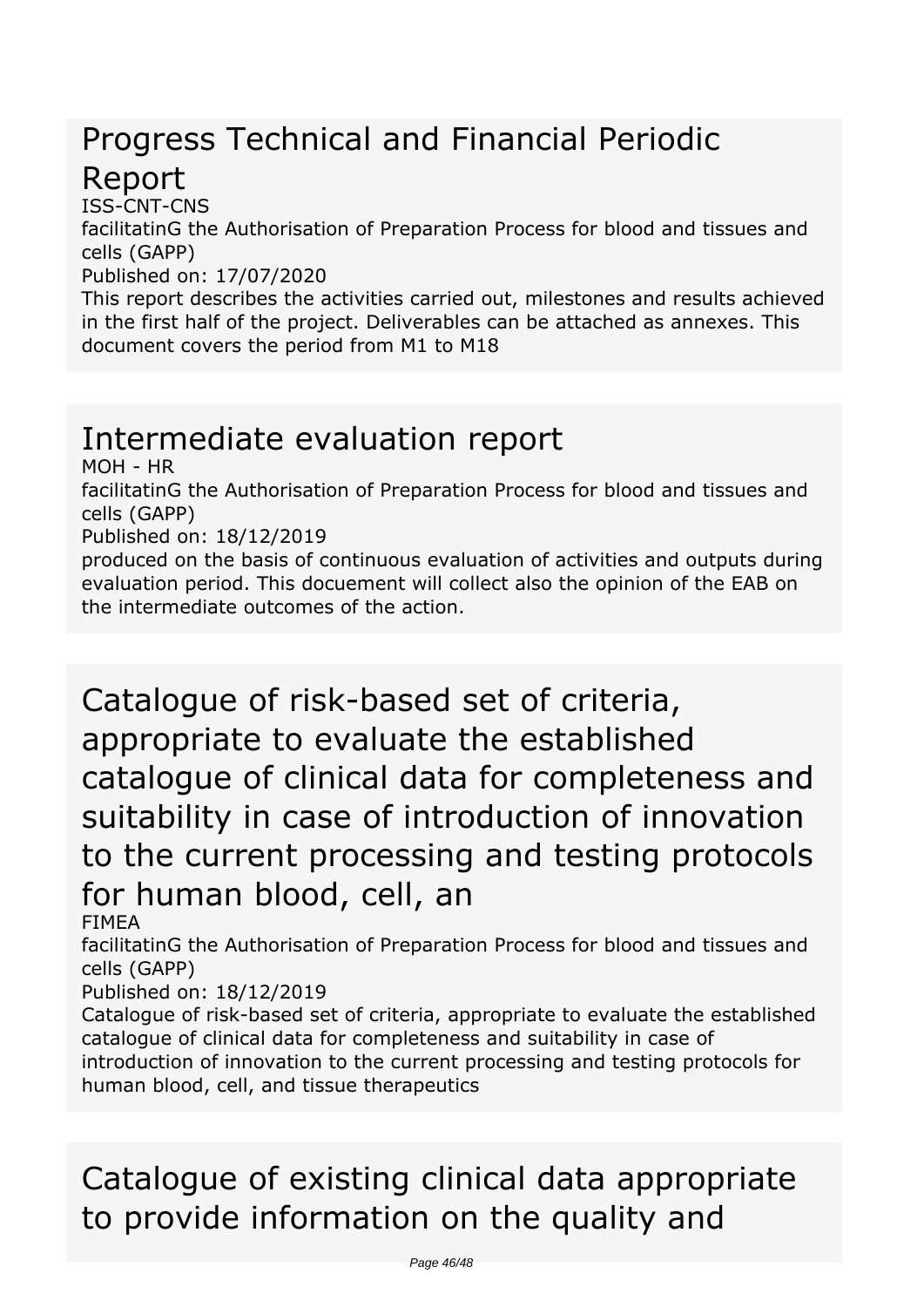## Progress Technical and Financial Periodic Report

ISS-CNT-CNS

facilitatinG the Authorisation of Preparation Process for blood and tissues and cells (GAPP)

Published on: 17/07/2020

This report describes the activities carried out, milestones and results achieved in the first half of the project. Deliverables can be attached as annexes. This document covers the period from M1 to M18

## Intermediate evaluation report

MOH - HR

facilitatinG the Authorisation of Preparation Process for blood and tissues and cells (GAPP)

Published on: 18/12/2019

produced on the basis of continuous evaluation of activities and outputs during evaluation period. This docuement will collect also the opinion of the EAB on the intermediate outcomes of the action.

## Catalogue of risk-based set of criteria, appropriate to evaluate the established catalogue of clinical data for completeness and suitability in case of introduction of innovation to the current processing and testing protocols for human blood, cell, an

FIMEA

facilitatinG the Authorisation of Preparation Process for blood and tissues and cells (GAPP)

Published on: 18/12/2019

Catalogue of risk-based set of criteria, appropriate to evaluate the established catalogue of clinical data for completeness and suitability in case of introduction of innovation to the current processing and testing protocols for human blood, cell, and tissue therapeutics

## Catalogue of existing clinical data appropriate to provide information on the quality and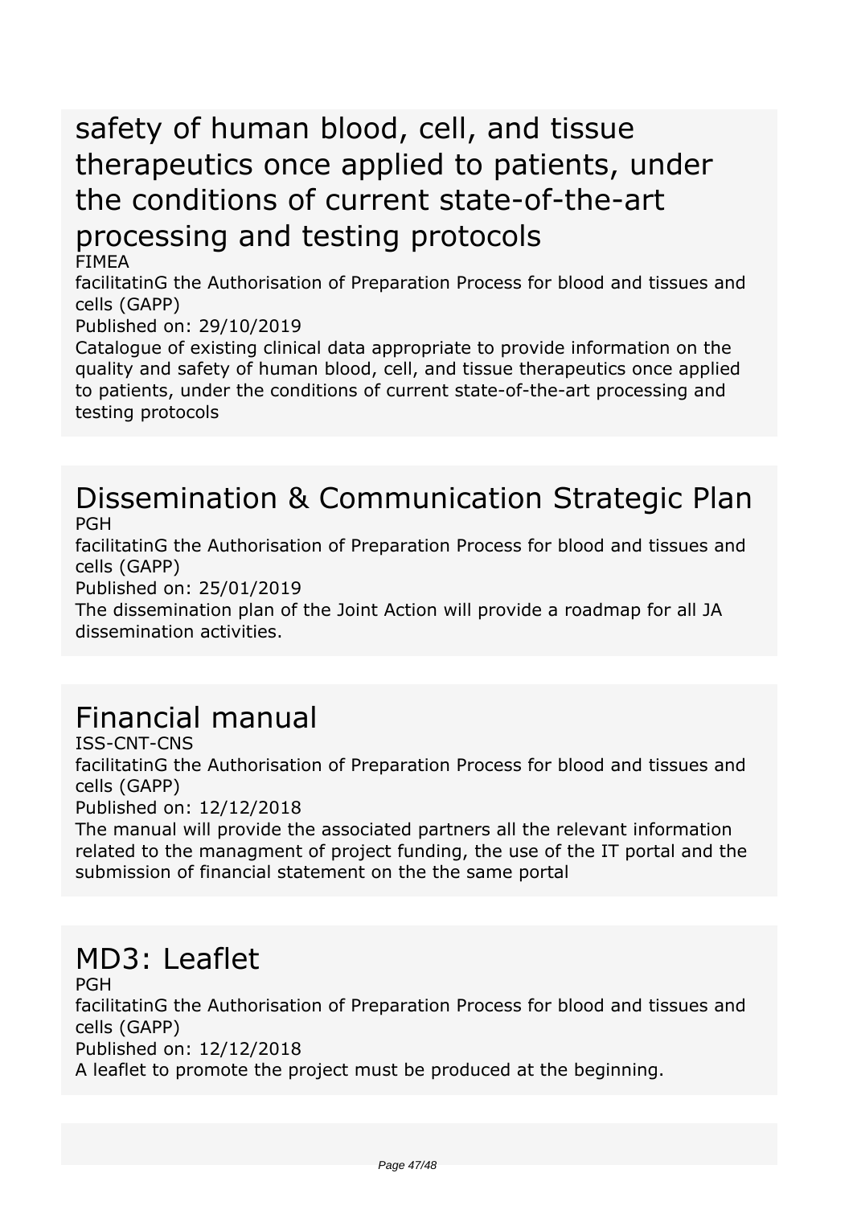# safety of human blood, cell, and tissue therapeutics once applied to patients, under the conditions of current state-of-the-art processing and testing protocols

FIMEA

facilitatinG the Authorisation of Preparation Process for blood and tissues and cells (GAPP)

Published on: 29/10/2019

Catalogue of existing clinical data appropriate to provide information on the quality and safety of human blood, cell, and tissue therapeutics once applied to patients, under the conditions of current state-of-the-art processing and testing protocols

# Dissemination & Communication Strategic Plan

PGH

facilitatinG the Authorisation of Preparation Process for blood and tissues and cells (GAPP)

Published on: 25/01/2019

The dissemination plan of the Joint Action will provide a roadmap for all JA dissemination activities.

# Financial manual

ISS-CNT-CNS

facilitatinG the Authorisation of Preparation Process for blood and tissues and cells (GAPP)

Published on: 12/12/2018

The manual will provide the associated partners all the relevant information related to the managment of project funding, the use of the IT portal and the submission of financial statement on the the same portal

# MD3: Leaflet

PGH

facilitatinG the Authorisation of Preparation Process for blood and tissues and cells (GAPP)

Published on: 12/12/2018

A leaflet to promote the project must be produced at the beginning.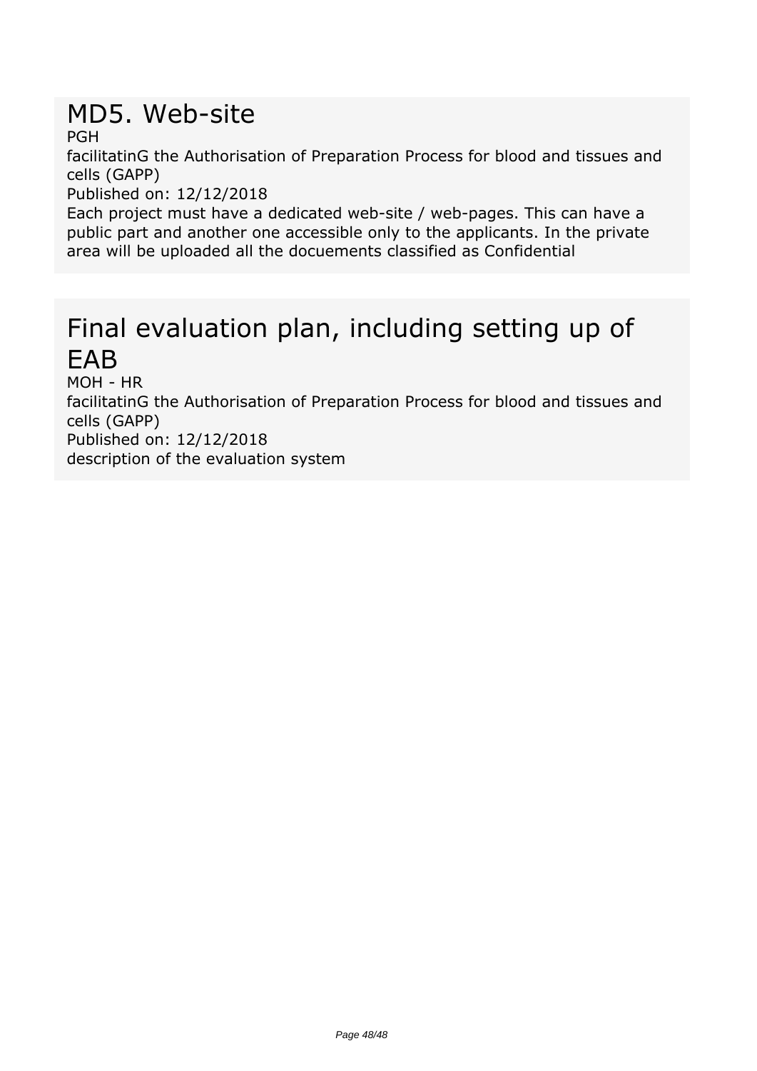## MD5. Web-site

PGH

facilitatinG the Authorisation of Preparation Process for blood and tissues and cells (GAPP)

Published on: 12/12/2018

Each project must have a dedicated web-site / web-pages. This can have a public part and another one accessible only to the applicants. In the private area will be uploaded all the docuements classified as Confidential

## Final evaluation plan, including setting up of EAB

MOH - HR

facilitatinG the Authorisation of Preparation Process for blood and tissues and cells (GAPP)

Published on: 12/12/2018

description of the evaluation system